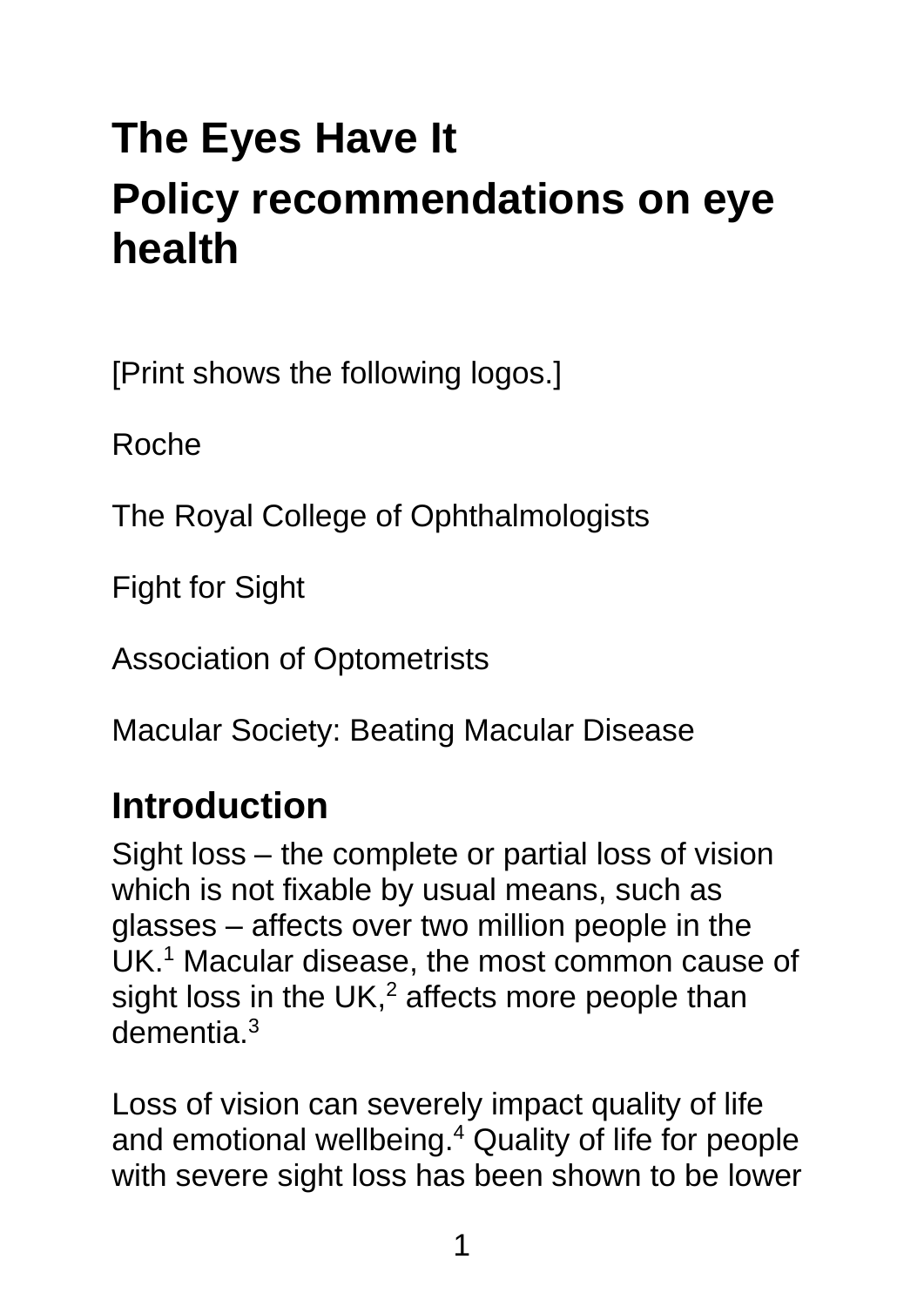# The Eyes Have It

# Policy recommendations on eye health

[Print shows the following logos.]

Roche

The Royal College of Ophthalmologists

Fight for Sight

Association of Optometrists

Macular Society: Beating Macular Disease

## Introduction

Sight loss – the complete or partial loss of vision which is not fixable by usual means, such as glasses – affects over two million people in the UK.[1] Macular disease, the most common cause of sight loss in the UK,[2] affects more people than dementia.[3]

Loss of vision can severely impact quality of life and emotional wellbeing.[4] Quality of life for people with severe sight loss has been shown to be lower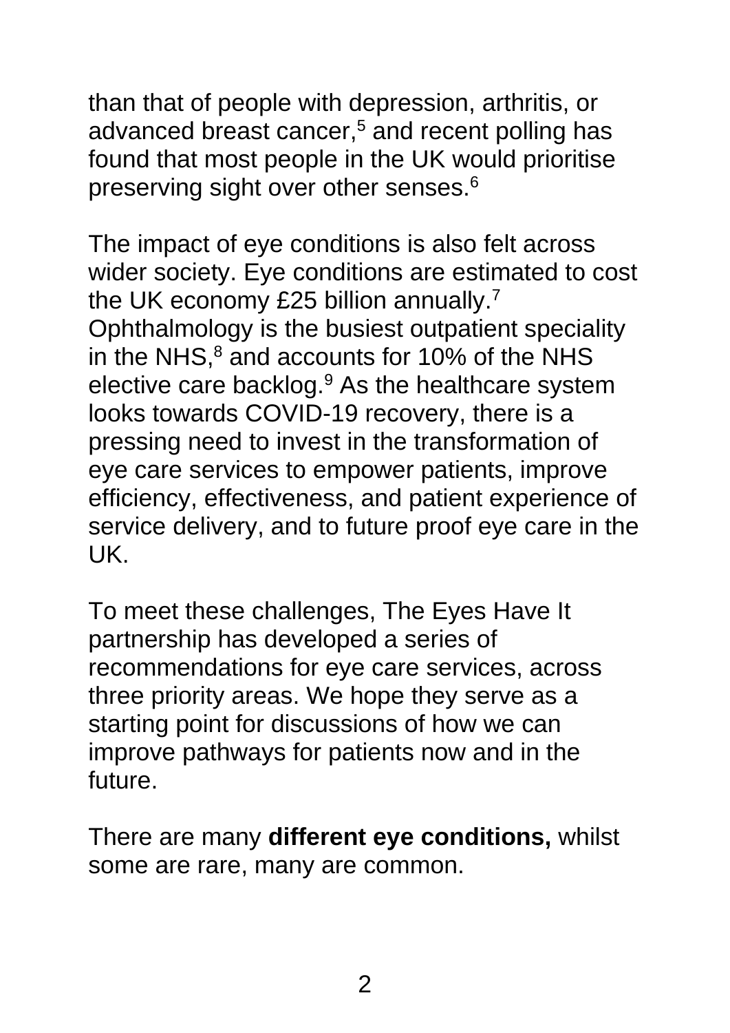than that of people with depression, arthritis, or advanced breast cancer,[5] and recent polling has found that most people in the UK would prioritise preserving sight over other senses.[6]

The impact of eye conditions is also felt across wider society. Eye conditions are estimated to cost the UK economy £25 billion annually.[7] Ophthalmology is the busiest outpatient speciality in the NHS,[8] and accounts for 10% of the NHS elective care backlog.[9] As the healthcare system looks towards COVID-19 recovery, there is a pressing need to invest in the transformation of eye care services to empower patients, improve efficiency, effectiveness, and patient experience of service delivery, and to future proof eye care in the UK.

To meet these challenges, The Eyes Have It partnership has developed a series of recommendations for eye care services, across three priority areas. We hope they serve as a starting point for discussions of how we can improve pathways for patients now and in the future.

There are many **different eye conditions,** whilst some are rare, many are common.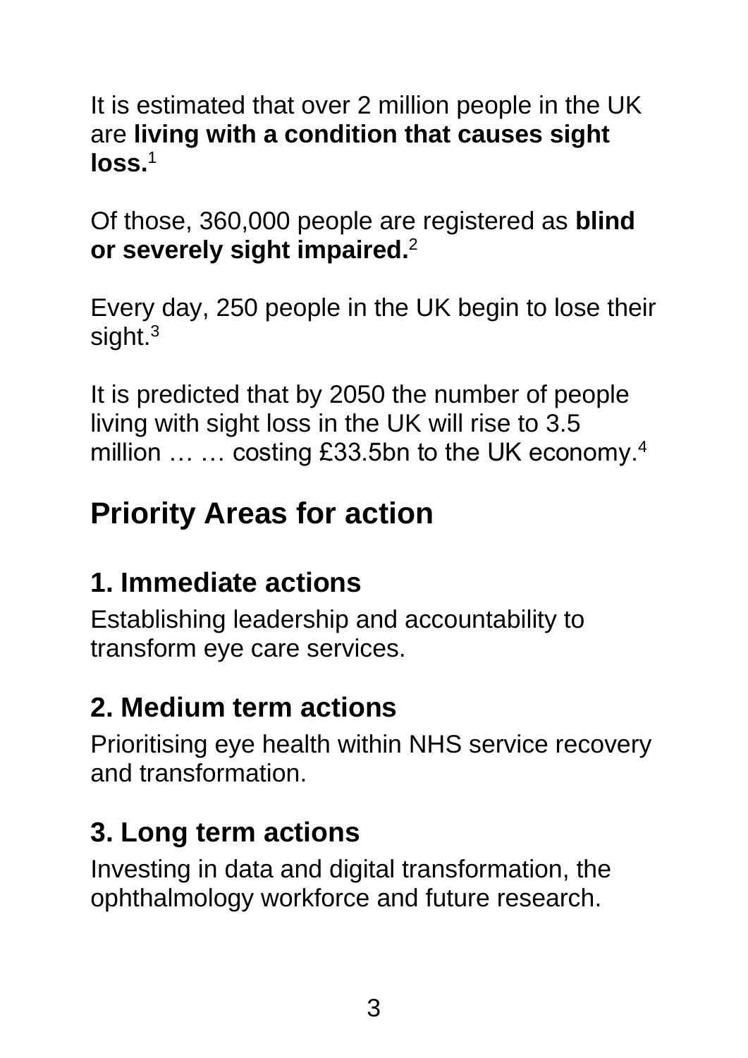It is estimated that over 2 million people in the UK are **living with a condition that causes sight loss.**[1]

Of those, 360,000 people are registered as **blind or severely sight impaired.**[2]

Every day, 250 people in the UK begin to lose their sight.[3]

It is predicted that by 2050 the number of people living with sight loss in the UK will rise to 3.5 million … … costing £33.5bn to the UK economy.[4]

## Priority Areas for action

### 1. Immediate actions

Establishing leadership and accountability to transform eye care services.

### 2. Medium term actions

Prioritising eye health within NHS service recovery and transformation.

### 3. Long term actions

Investing in data and digital transformation, the ophthalmology workforce and future research.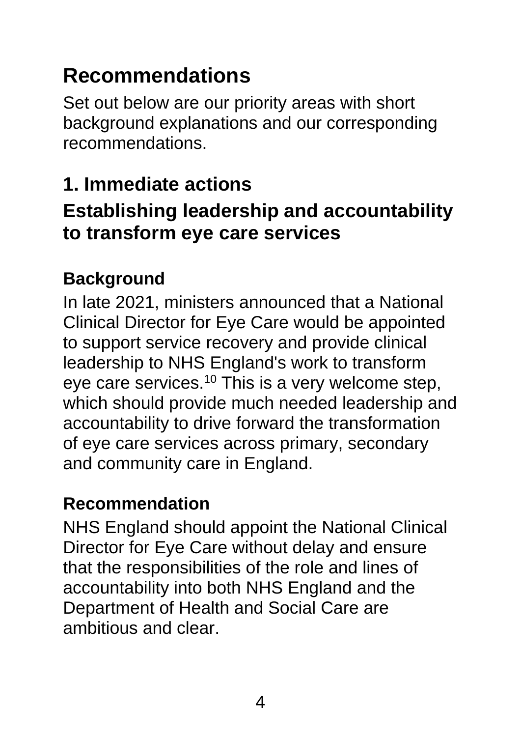# Recommendations

Set out below are our priority areas with short background explanations and our corresponding recommendations.

## 1. Immediate actions

## Establishing leadership and accountability to transform eye care services

### Background

In late 2021, ministers announced that a National Clinical Director for Eye Care would be appointed to support service recovery and provide clinical leadership to NHS England's work to transform eye care services.[10] This is a very welcome step, which should provide much needed leadership and accountability to drive forward the transformation of eye care services across primary, secondary and community care in England.

### Recommendation

NHS England should appoint the National Clinical Director for Eye Care without delay and ensure that the responsibilities of the role and lines of accountability into both NHS England and the Department of Health and Social Care are ambitious and clear.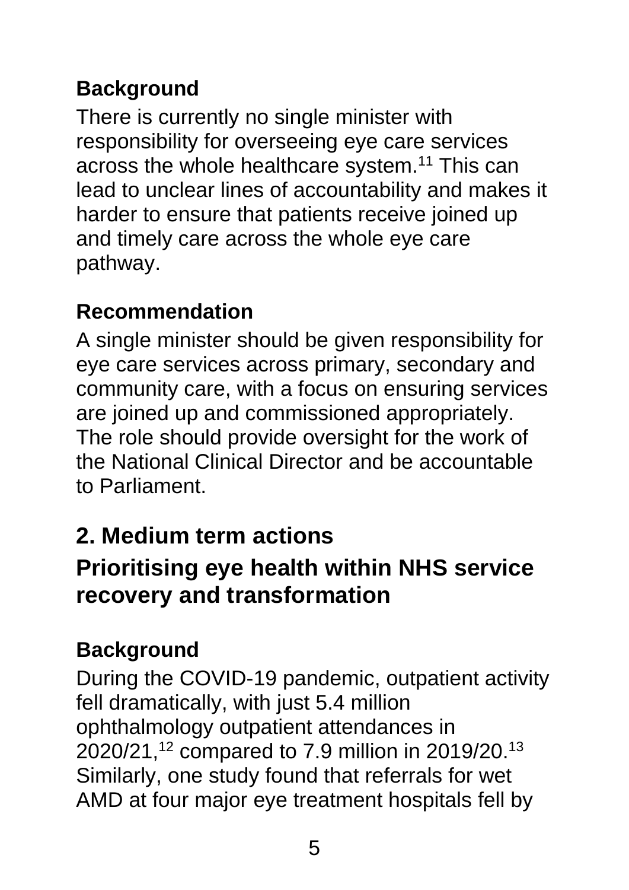### Background

There is currently no single minister with responsibility for overseeing eye care services across the whole healthcare system.[11] This can lead to unclear lines of accountability and makes it harder to ensure that patients receive joined up and timely care across the whole eye care pathway.

### Recommendation

A single minister should be given responsibility for eye care services across primary, secondary and community care, with a focus on ensuring services are joined up and commissioned appropriately. The role should provide oversight for the work of the National Clinical Director and be accountable to Parliament.

## 2. Medium term actions

## Prioritising eye health within NHS service recovery and transformation

### Background

During the COVID-19 pandemic, outpatient activity fell dramatically, with just 5.4 million ophthalmology outpatient attendances in 2020/21,[12] compared to 7.9 million in 2019/20.[13] Similarly, one study found that referrals for wet AMD at four major eye treatment hospitals fell by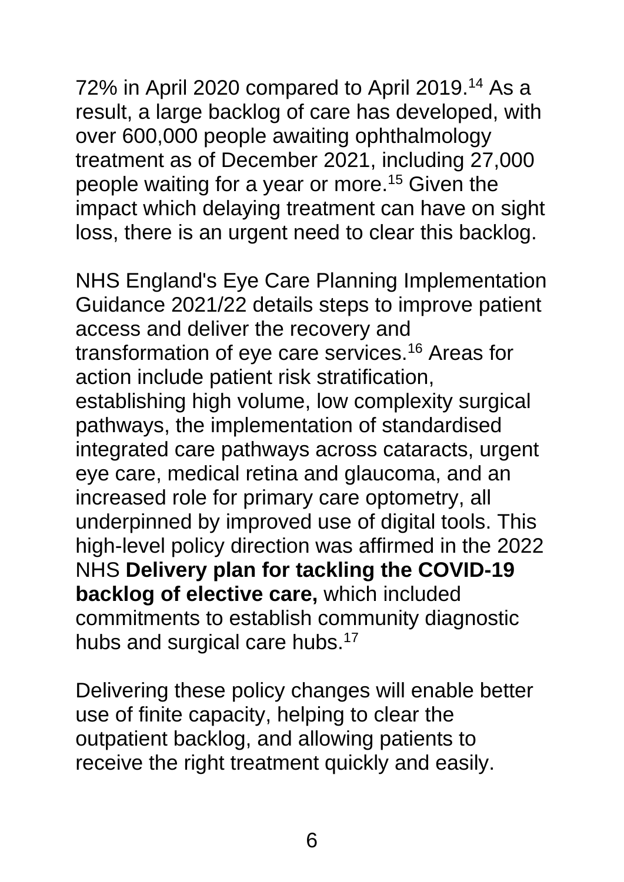72% in April 2020 compared to April 2019.[14] As a result, a large backlog of care has developed, with over 600,000 people awaiting ophthalmology treatment as of December 2021, including 27,000 people waiting for a year or more.[15] Given the impact which delaying treatment can have on sight loss, there is an urgent need to clear this backlog.

NHS England's Eye Care Planning Implementation Guidance 2021/22 details steps to improve patient access and deliver the recovery and transformation of eye care services.[16] Areas for action include patient risk stratification, establishing high volume, low complexity surgical pathways, the implementation of standardised integrated care pathways across cataracts, urgent eye care, medical retina and glaucoma, and an increased role for primary care optometry, all underpinned by improved use of digital tools. This high-level policy direction was affirmed in the 2022 NHS **Delivery plan for tackling the COVID-19 backlog of elective care,** which included commitments to establish community diagnostic hubs and surgical care hubs.[17]

Delivering these policy changes will enable better use of finite capacity, helping to clear the outpatient backlog, and allowing patients to receive the right treatment quickly and easily.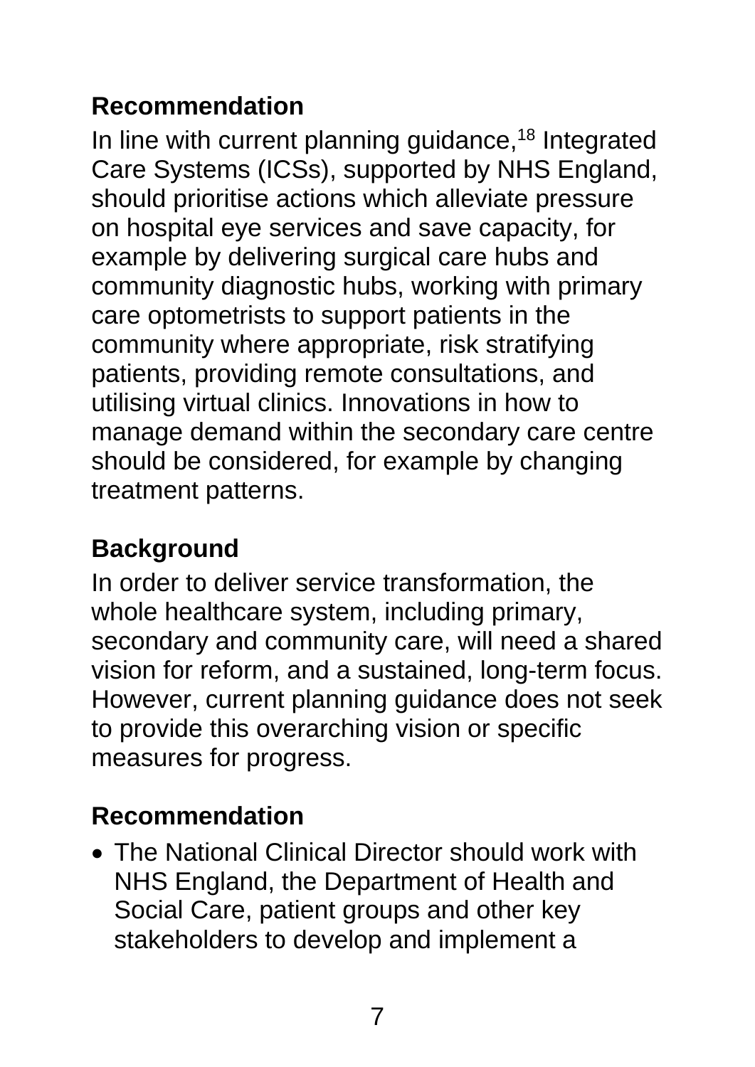## Recommendation

In line with current planning guidance,[18] Integrated Care Systems (ICSs), supported by NHS England, should prioritise actions which alleviate pressure on hospital eye services and save capacity, for example by delivering surgical care hubs and community diagnostic hubs, working with primary care optometrists to support patients in the community where appropriate, risk stratifying patients, providing remote consultations, and utilising virtual clinics. Innovations in how to manage demand within the secondary care centre should be considered, for example by changing treatment patterns.

## Background

In order to deliver service transformation, the whole healthcare system, including primary, secondary and community care, will need a shared vision for reform, and a sustained, long-term focus. However, current planning guidance does not seek to provide this overarching vision or specific measures for progress.

## Recommendation

- The National Clinical Director should work with NHS England, the Department of Health and Social Care, patient groups and other key stakeholders to develop and implement a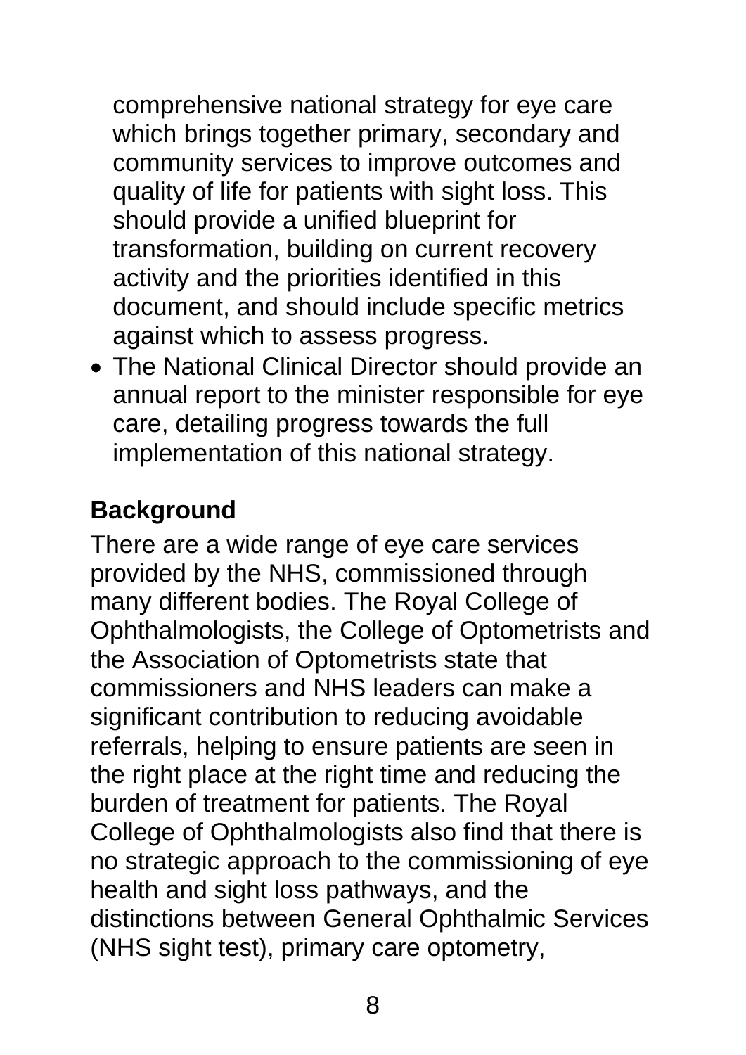comprehensive national strategy for eye care which brings together primary, secondary and community services to improve outcomes and quality of life for patients with sight loss. This should provide a unified blueprint for transformation, building on current recovery activity and the priorities identified in this document, and should include specific metrics against which to assess progress.

- The National Clinical Director should provide an annual report to the minister responsible for eye care, detailing progress towards the full implementation of this national strategy.

## Background

There are a wide range of eye care services provided by the NHS, commissioned through many different bodies. The Royal College of Ophthalmologists, the College of Optometrists and the Association of Optometrists state that commissioners and NHS leaders can make a significant contribution to reducing avoidable referrals, helping to ensure patients are seen in the right place at the right time and reducing the burden of treatment for patients. The Royal College of Ophthalmologists also find that there is no strategic approach to the commissioning of eye health and sight loss pathways, and the distinctions between General Ophthalmic Services (NHS sight test), primary care optometry,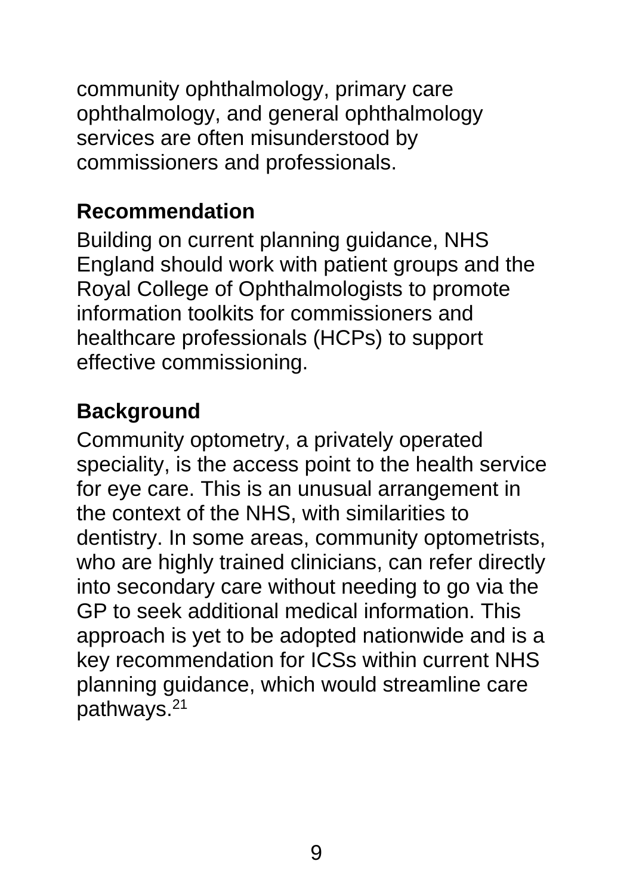community ophthalmology, primary care ophthalmology, and general ophthalmology services are often misunderstood by commissioners and professionals.

**Recommendation**

Building on current planning guidance, NHS England should work with patient groups and the Royal College of Ophthalmologists to promote information toolkits for commissioners and healthcare professionals (HCPs) to support effective commissioning.

**Background**

Community optometry, a privately operated speciality, is the access point to the health service for eye care. This is an unusual arrangement in the context of the NHS, with similarities to dentistry. In some areas, community optometrists, who are highly trained clinicians, can refer directly into secondary care without needing to go via the GP to seek additional medical information. This approach is yet to be adopted nationwide and is a key recommendation for ICSs within current NHS planning guidance, which would streamline care pathways.[21]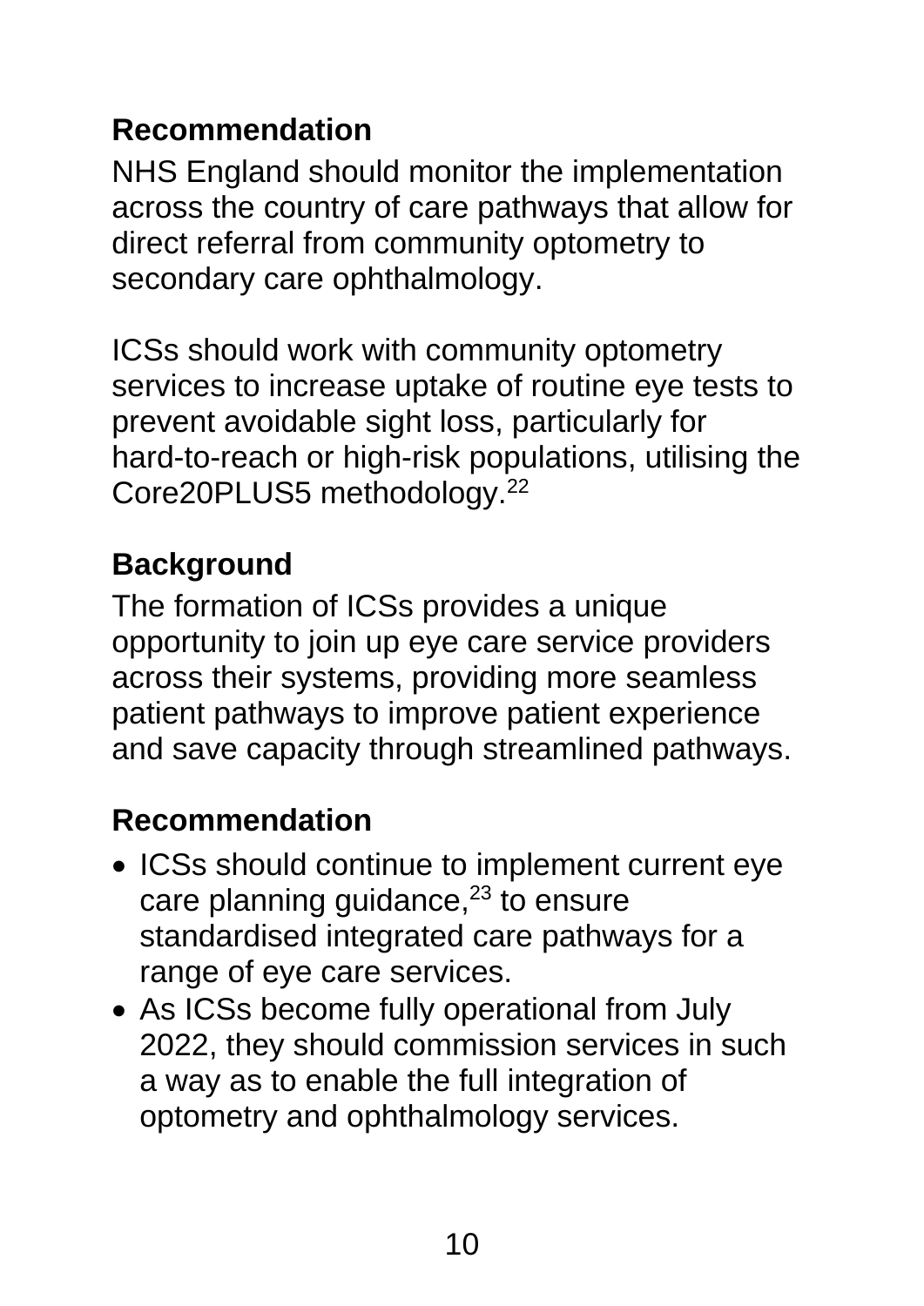## Recommendation

NHS England should monitor the implementation across the country of care pathways that allow for direct referral from community optometry to secondary care ophthalmology.

ICSs should work with community optometry services to increase uptake of routine eye tests to prevent avoidable sight loss, particularly for hard-to-reach or high-risk populations, utilising the Core20PLUS5 methodology.[22]

## Background

The formation of ICSs provides a unique opportunity to join up eye care service providers across their systems, providing more seamless patient pathways to improve patient experience and save capacity through streamlined pathways.

## Recommendation

- ICSs should continue to implement current eye care planning guidance,[23] to ensure standardised integrated care pathways for a range of eye care services.
- As ICSs become fully operational from July 2022, they should commission services in such a way as to enable the full integration of optometry and ophthalmology services.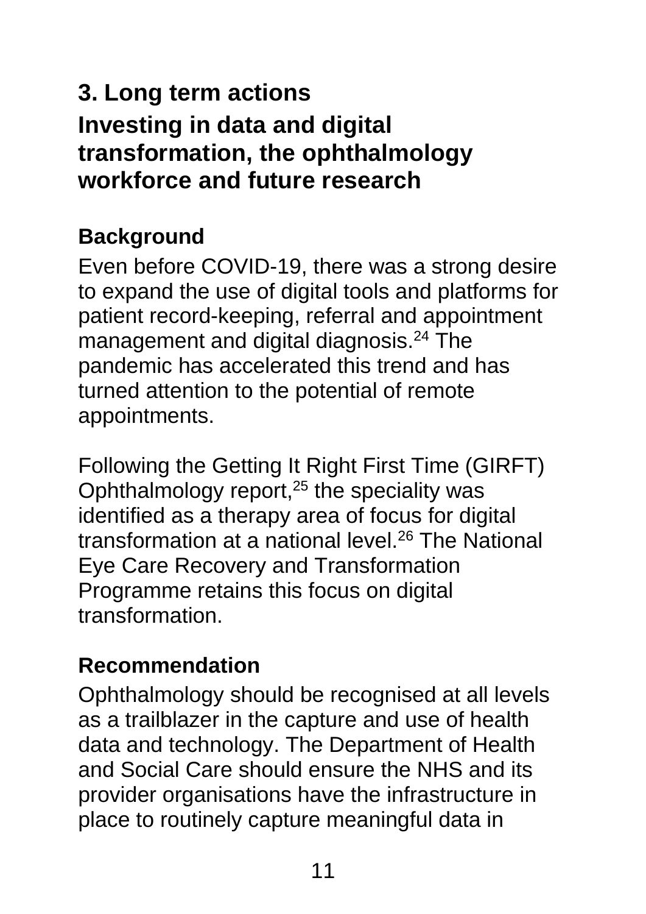## 3. Long term actions

## Investing in data and digital transformation, the ophthalmology workforce and future research

### Background

Even before COVID-19, there was a strong desire to expand the use of digital tools and platforms for patient record-keeping, referral and appointment management and digital diagnosis.[24] The pandemic has accelerated this trend and has turned attention to the potential of remote appointments.

Following the Getting It Right First Time (GIRFT) Ophthalmology report,[25] the speciality was identified as a therapy area of focus for digital transformation at a national level.[26] The National Eye Care Recovery and Transformation Programme retains this focus on digital transformation.

### Recommendation

Ophthalmology should be recognised at all levels as a trailblazer in the capture and use of health data and technology. The Department of Health and Social Care should ensure the NHS and its provider organisations have the infrastructure in place to routinely capture meaningful data in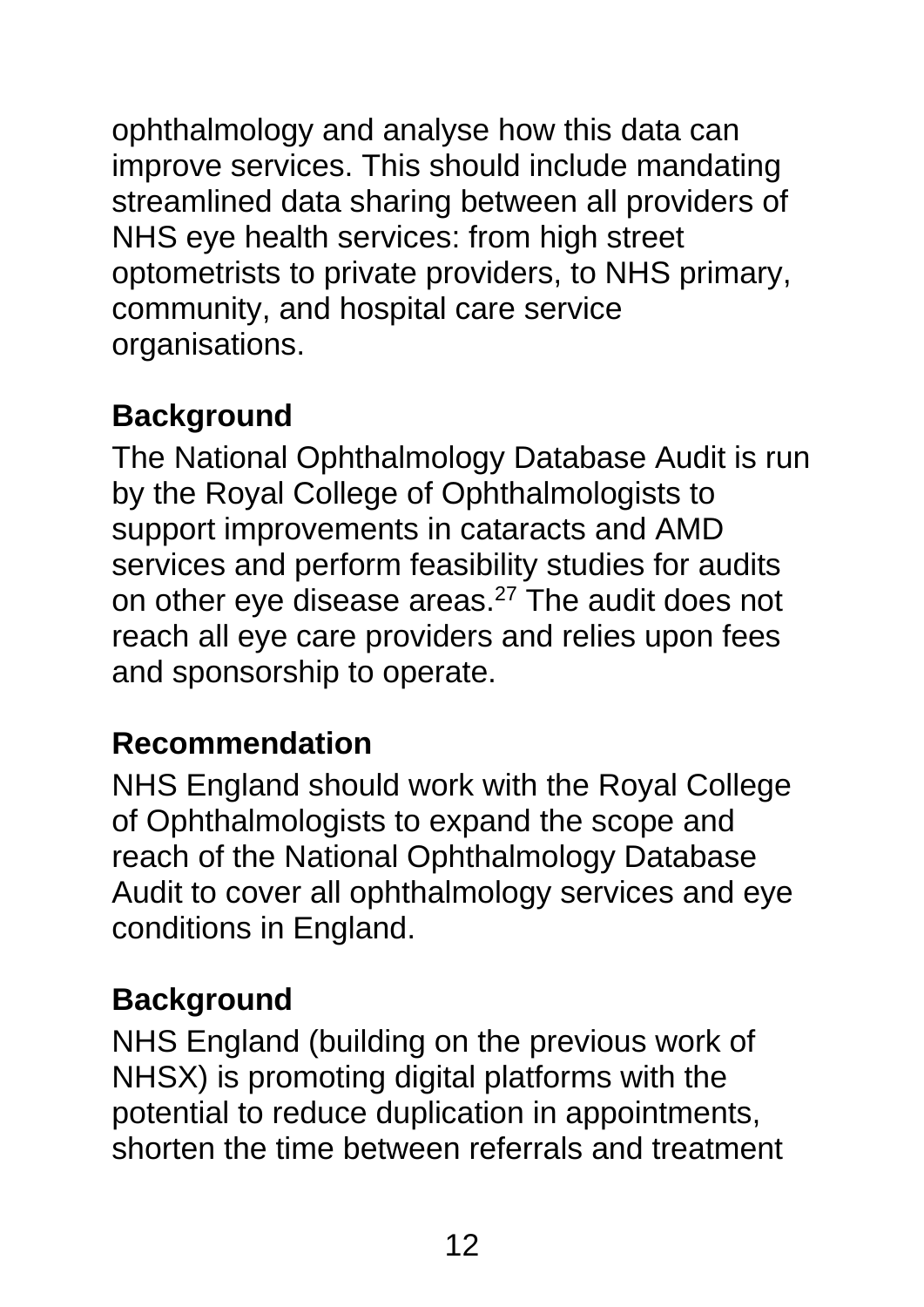ophthalmology and analyse how this data can improve services. This should include mandating streamlined data sharing between all providers of NHS eye health services: from high street optometrists to private providers, to NHS primary, community, and hospital care service organisations.

## Background

The National Ophthalmology Database Audit is run by the Royal College of Ophthalmologists to support improvements in cataracts and AMD services and perform feasibility studies for audits on other eye disease areas.[27] The audit does not reach all eye care providers and relies upon fees and sponsorship to operate.

## Recommendation

NHS England should work with the Royal College of Ophthalmologists to expand the scope and reach of the National Ophthalmology Database Audit to cover all ophthalmology services and eye conditions in England.

## Background

NHS England (building on the previous work of NHSX) is promoting digital platforms with the potential to reduce duplication in appointments, shorten the time between referrals and treatment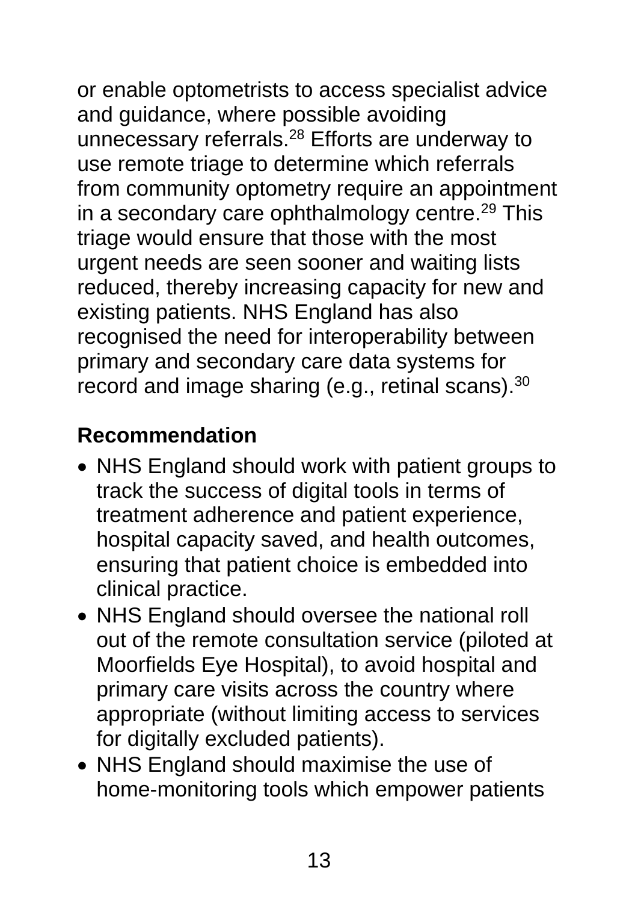or enable optometrists to access specialist advice and guidance, where possible avoiding unnecessary referrals.[28] Efforts are underway to use remote triage to determine which referrals from community optometry require an appointment in a secondary care ophthalmology centre.[29] This triage would ensure that those with the most urgent needs are seen sooner and waiting lists reduced, thereby increasing capacity for new and existing patients. NHS England has also recognised the need for interoperability between primary and secondary care data systems for record and image sharing (e.g., retinal scans).[30]

### Recommendation

- NHS England should work with patient groups to track the success of digital tools in terms of treatment adherence and patient experience, hospital capacity saved, and health outcomes, ensuring that patient choice is embedded into clinical practice.
- NHS England should oversee the national roll out of the remote consultation service (piloted at Moorfields Eye Hospital), to avoid hospital and primary care visits across the country where appropriate (without limiting access to services for digitally excluded patients).
- NHS England should maximise the use of home-monitoring tools which empower patients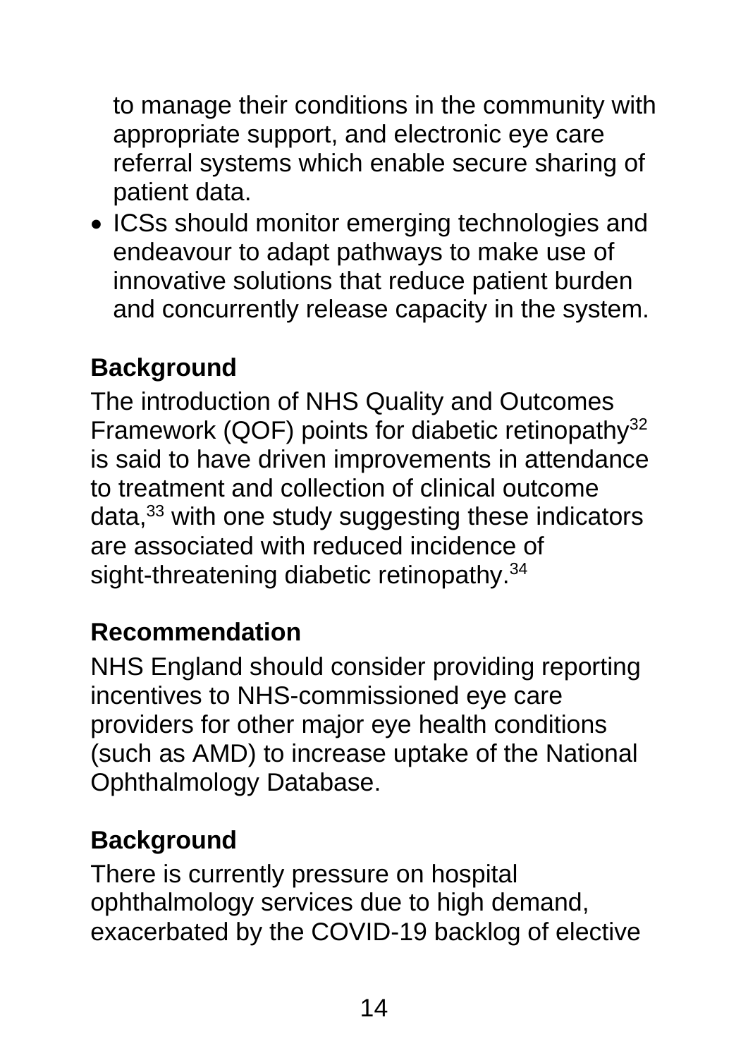to manage their conditions in the community with appropriate support, and electronic eye care referral systems which enable secure sharing of patient data.

- ICSs should monitor emerging technologies and endeavour to adapt pathways to make use of innovative solutions that reduce patient burden and concurrently release capacity in the system.

### Background

The introduction of NHS Quality and Outcomes Framework (QOF) points for diabetic retinopathy[32] is said to have driven improvements in attendance to treatment and collection of clinical outcome data,[33] with one study suggesting these indicators are associated with reduced incidence of sight-threatening diabetic retinopathy.[34]

### Recommendation

NHS England should consider providing reporting incentives to NHS-commissioned eye care providers for other major eye health conditions (such as AMD) to increase uptake of the National Ophthalmology Database.

### Background

There is currently pressure on hospital ophthalmology services due to high demand, exacerbated by the COVID-19 backlog of elective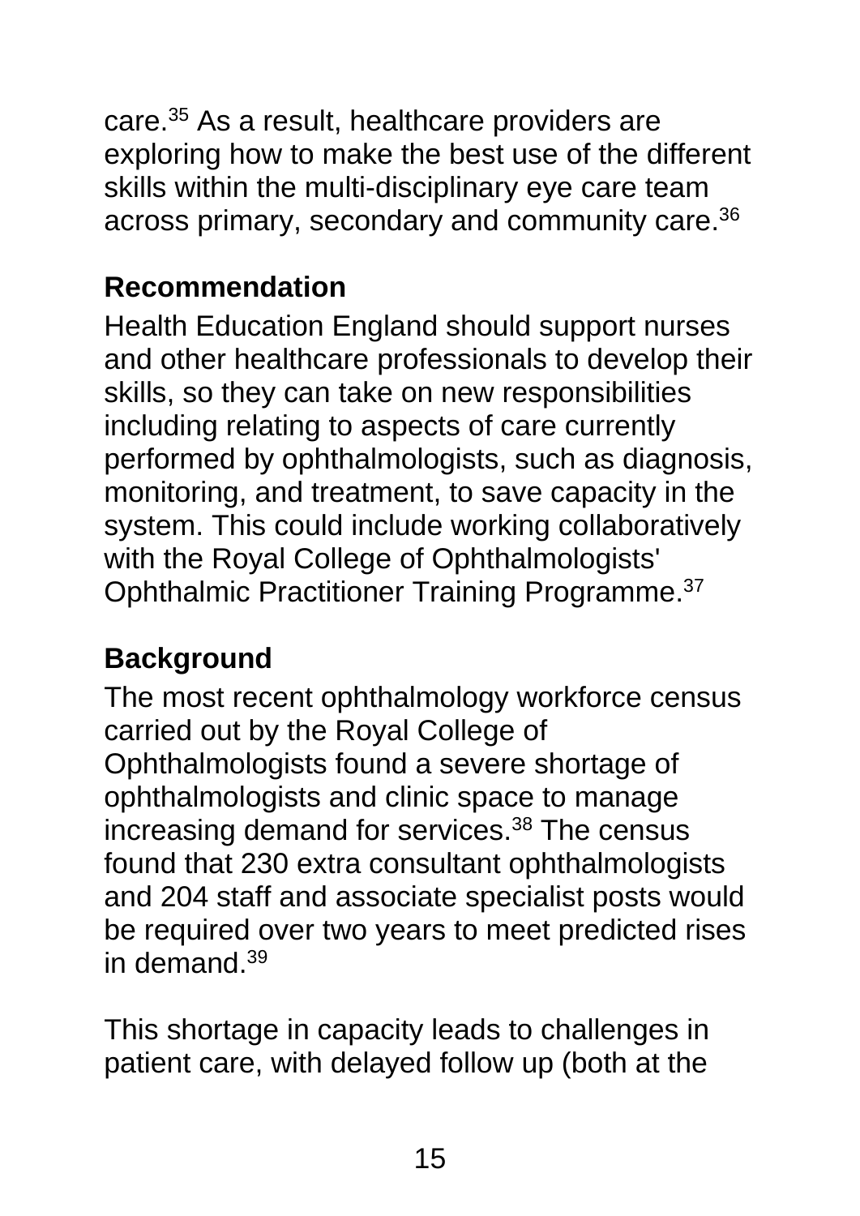care.[35] As a result, healthcare providers are exploring how to make the best use of the different skills within the multi-disciplinary eye care team across primary, secondary and community care.[36]

### Recommendation

Health Education England should support nurses and other healthcare professionals to develop their skills, so they can take on new responsibilities including relating to aspects of care currently performed by ophthalmologists, such as diagnosis, monitoring, and treatment, to save capacity in the system. This could include working collaboratively with the Royal College of Ophthalmologists' Ophthalmic Practitioner Training Programme.[37]

### Background

The most recent ophthalmology workforce census carried out by the Royal College of Ophthalmologists found a severe shortage of ophthalmologists and clinic space to manage increasing demand for services.[38] The census found that 230 extra consultant ophthalmologists and 204 staff and associate specialist posts would be required over two years to meet predicted rises in demand.[39]

This shortage in capacity leads to challenges in patient care, with delayed follow up (both at the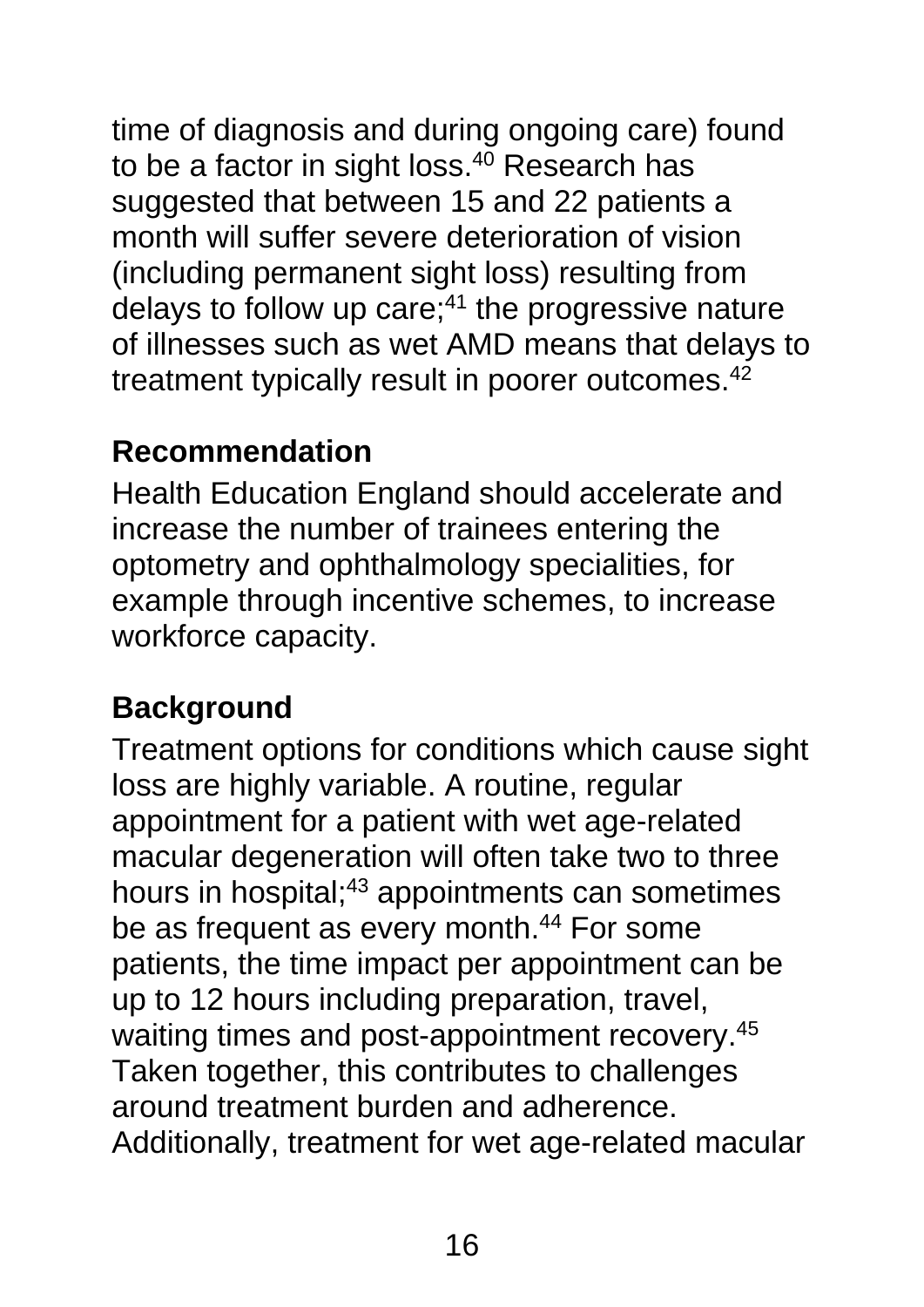time of diagnosis and during ongoing care) found to be a factor in sight loss.[40] Research has suggested that between 15 and 22 patients a month will suffer severe deterioration of vision (including permanent sight loss) resulting from delays to follow up care;[41] the progressive nature of illnesses such as wet AMD means that delays to treatment typically result in poorer outcomes.[42]

### Recommendation

Health Education England should accelerate and increase the number of trainees entering the optometry and ophthalmology specialities, for example through incentive schemes, to increase workforce capacity.

### Background

Treatment options for conditions which cause sight loss are highly variable. A routine, regular appointment for a patient with wet age-related macular degeneration will often take two to three hours in hospital;[43] appointments can sometimes be as frequent as every month.[44] For some patients, the time impact per appointment can be up to 12 hours including preparation, travel, waiting times and post-appointment recovery.[45] Taken together, this contributes to challenges around treatment burden and adherence. Additionally, treatment for wet age-related macular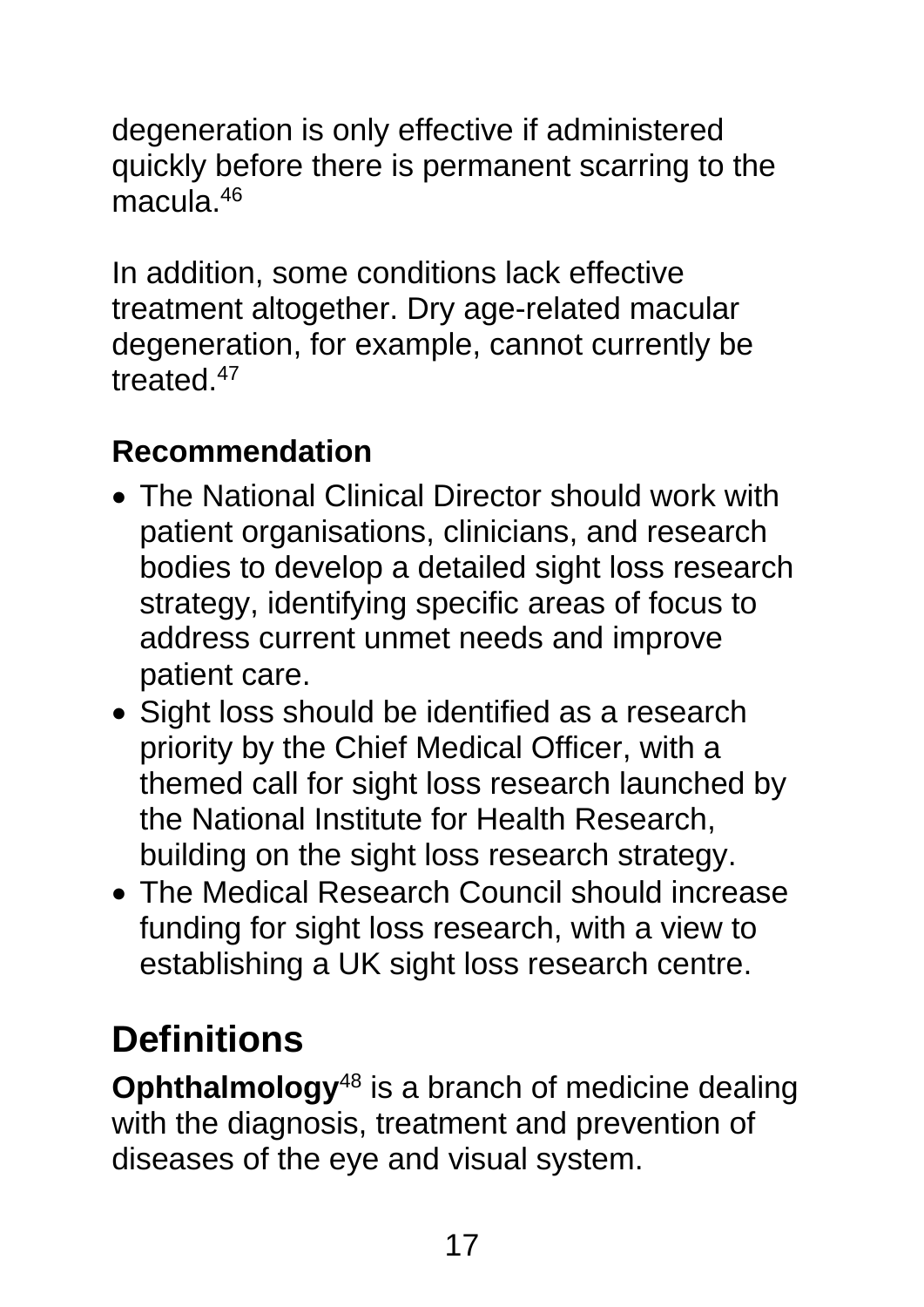degeneration is only effective if administered quickly before there is permanent scarring to the macula.[46]

In addition, some conditions lack effective treatment altogether. Dry age-related macular degeneration, for example, cannot currently be treated.[47]

### Recommendation

- The National Clinical Director should work with patient organisations, clinicians, and research bodies to develop a detailed sight loss research strategy, identifying specific areas of focus to address current unmet needs and improve patient care.
- Sight loss should be identified as a research priority by the Chief Medical Officer, with a themed call for sight loss research launched by the National Institute for Health Research, building on the sight loss research strategy.
- The Medical Research Council should increase funding for sight loss research, with a view to establishing a UK sight loss research centre.

## Definitions

**Ophthalmology**[48] is a branch of medicine dealing with the diagnosis, treatment and prevention of diseases of the eye and visual system.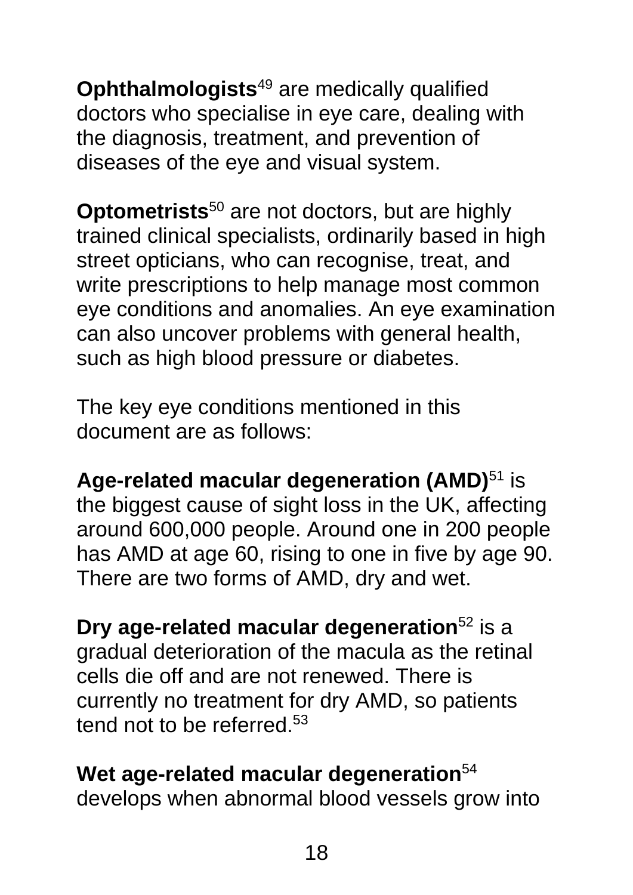**Ophthalmologists**[49] are medically qualified doctors who specialise in eye care, dealing with the diagnosis, treatment, and prevention of diseases of the eye and visual system.

**Optometrists**[50] are not doctors, but are highly trained clinical specialists, ordinarily based in high street opticians, who can recognise, treat, and write prescriptions to help manage most common eye conditions and anomalies. An eye examination can also uncover problems with general health, such as high blood pressure or diabetes.

The key eye conditions mentioned in this document are as follows:

**Age-related macular degeneration (AMD)**[51] is the biggest cause of sight loss in the UK, affecting around 600,000 people. Around one in 200 people has AMD at age 60, rising to one in five by age 90. There are two forms of AMD, dry and wet.

**Dry age-related macular degeneration**[52] is a gradual deterioration of the macula as the retinal cells die off and are not renewed. There is currently no treatment for dry AMD, so patients tend not to be referred.[53]

**Wet age-related macular degeneration**[54] develops when abnormal blood vessels grow into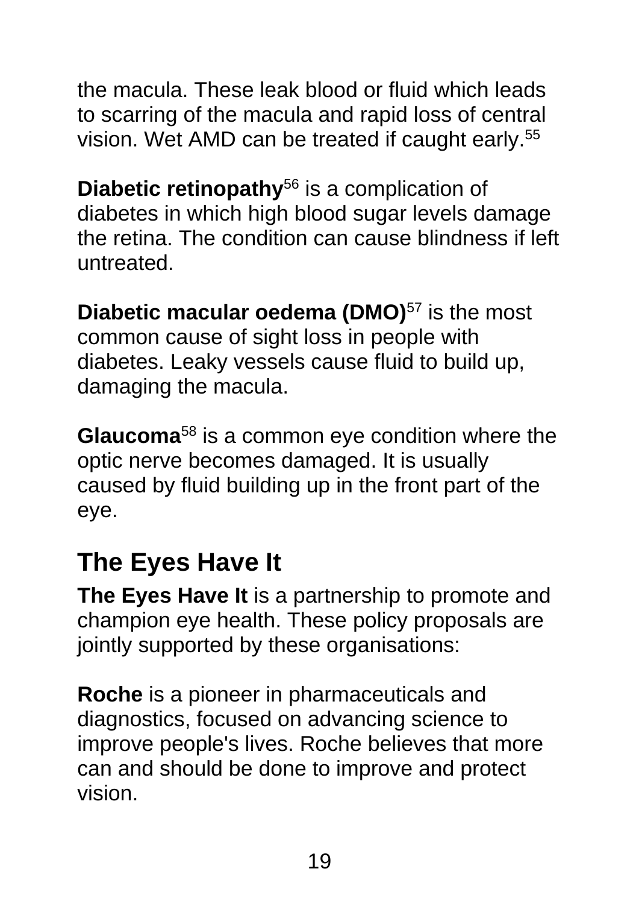the macula. These leak blood or fluid which leads to scarring of the macula and rapid loss of central vision. Wet AMD can be treated if caught early.[55]

**Diabetic retinopathy**[56] is a complication of diabetes in which high blood sugar levels damage the retina. The condition can cause blindness if left untreated.

**Diabetic macular oedema (DMO)**[57] is the most common cause of sight loss in people with diabetes. Leaky vessels cause fluid to build up, damaging the macula.

**Glaucoma**[58] is a common eye condition where the optic nerve becomes damaged. It is usually caused by fluid building up in the front part of the eye.

## The Eyes Have It

**The Eyes Have It** is a partnership to promote and champion eye health. These policy proposals are jointly supported by these organisations:

**Roche** is a pioneer in pharmaceuticals and diagnostics, focused on advancing science to improve people's lives. Roche believes that more can and should be done to improve and protect vision.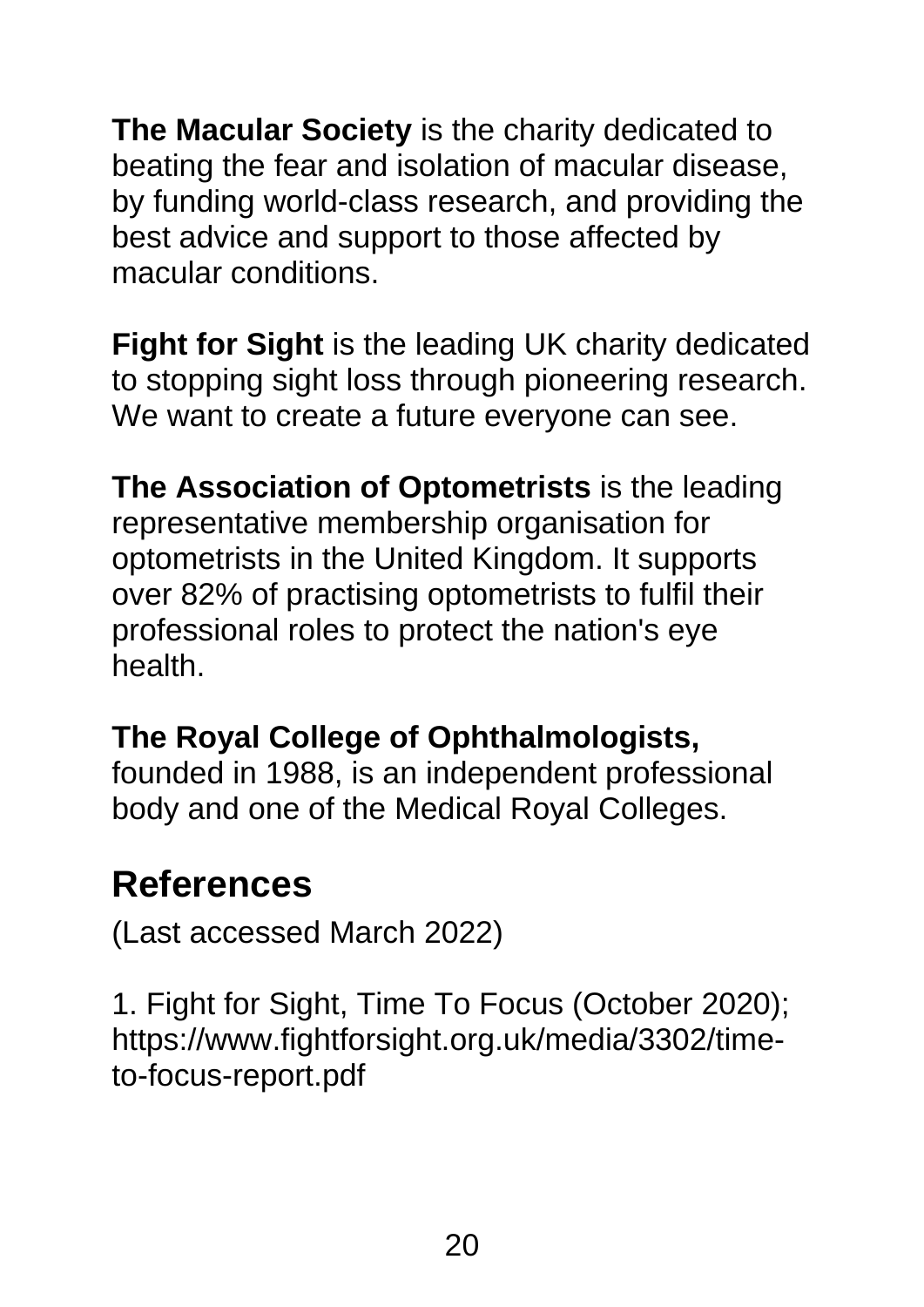**The Macular Society** is the charity dedicated to beating the fear and isolation of macular disease, by funding world-class research, and providing the best advice and support to those affected by macular conditions.

**Fight for Sight** is the leading UK charity dedicated to stopping sight loss through pioneering research. We want to create a future everyone can see.

**The Association of Optometrists** is the leading representative membership organisation for optometrists in the United Kingdom. It supports over 82% of practising optometrists to fulfil their professional roles to protect the nation's eye health.

**The Royal College of Ophthalmologists,** founded in 1988, is an independent professional body and one of the Medical Royal Colleges.

## References

(Last accessed March 2022)

1. Fight for Sight, Time To Focus (October 2020); https://www.fightforsight.org.uk/media/3302/time-to-focus-report.pdf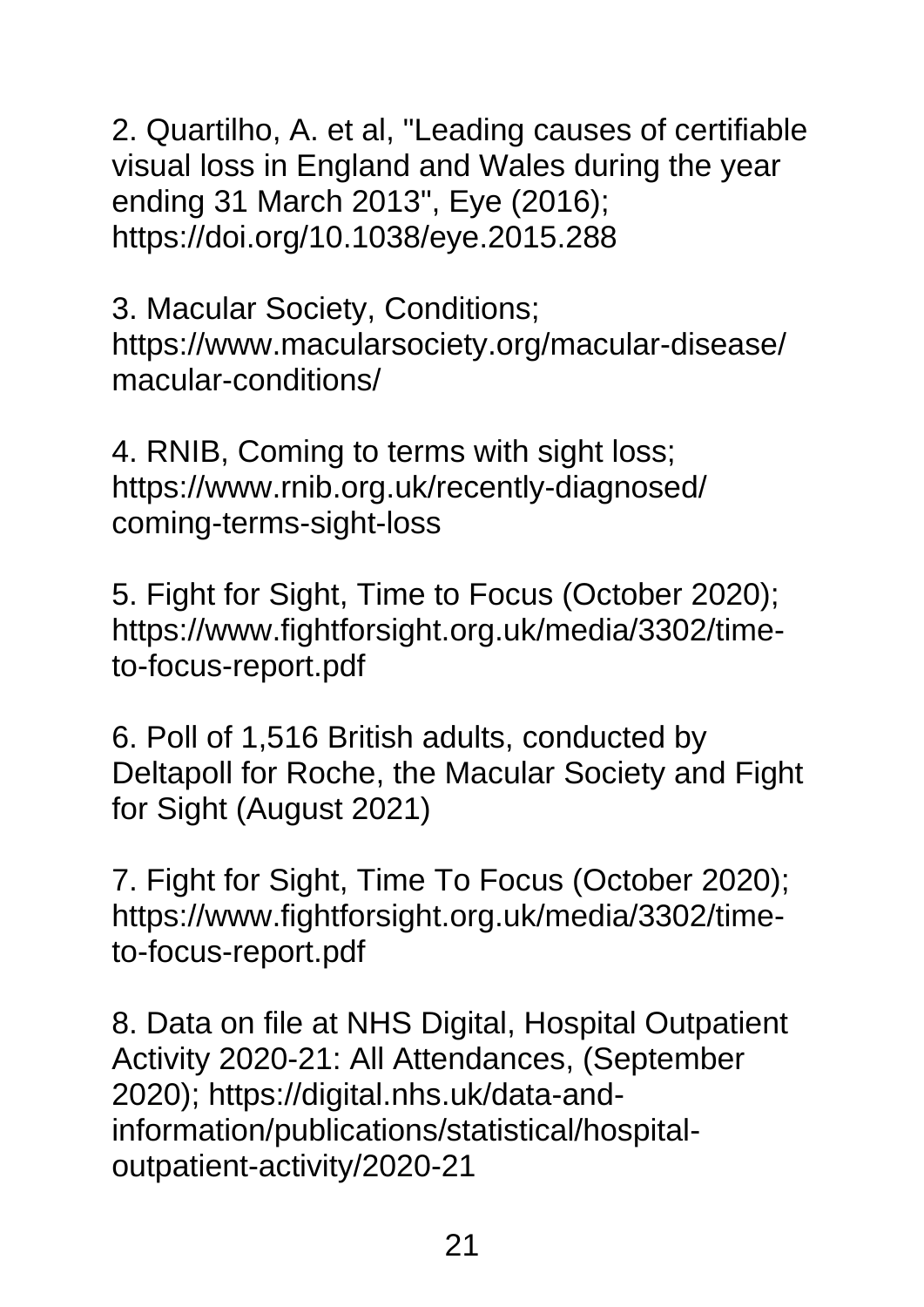2. Quartilho, A. et al, "Leading causes of certifiable visual loss in England and Wales during the year ending 31 March 2013", Eye (2016); https://doi.org/10.1038/eye.2015.288

3. Macular Society, Conditions; https://www.macularsociety.org/macular-disease/macular-conditions/

4. RNIB, Coming to terms with sight loss; https://www.rnib.org.uk/recently-diagnosed/coming-terms-sight-loss

5. Fight for Sight, Time to Focus (October 2020); https://www.fightforsight.org.uk/media/3302/time-to-focus-report.pdf

6. Poll of 1,516 British adults, conducted by Deltapoll for Roche, the Macular Society and Fight for Sight (August 2021)

7. Fight for Sight, Time To Focus (October 2020); https://www.fightforsight.org.uk/media/3302/time-to-focus-report.pdf

8. Data on file at NHS Digital, Hospital Outpatient Activity 2020-21: All Attendances, (September 2020); https://digital.nhs.uk/data-and-information/publications/statistical/hospital-outpatient-activity/2020-21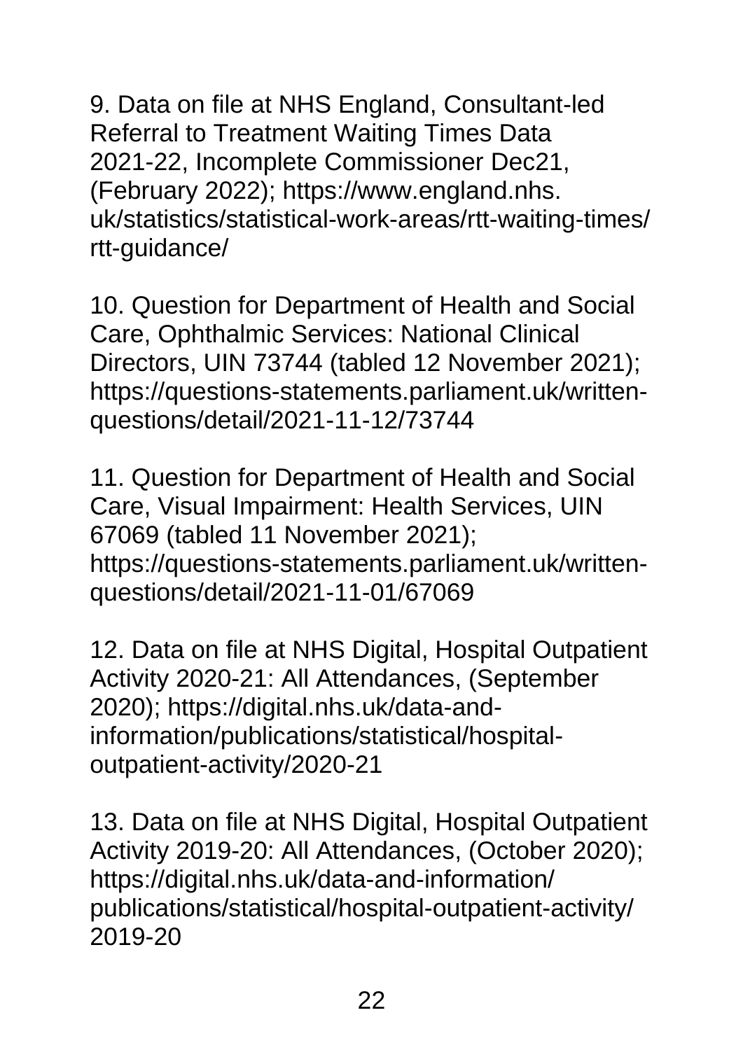9. Data on file at NHS England, Consultant-led Referral to Treatment Waiting Times Data 2021-22, Incomplete Commissioner Dec21, (February 2022); https://www.england.nhs.uk/statistics/statistical-work-areas/rtt-waiting-times/rtt-guidance/

10. Question for Department of Health and Social Care, Ophthalmic Services: National Clinical Directors, UIN 73744 (tabled 12 November 2021); https://questions-statements.parliament.uk/written-questions/detail/2021-11-12/73744

11. Question for Department of Health and Social Care, Visual Impairment: Health Services, UIN 67069 (tabled 11 November 2021); https://questions-statements.parliament.uk/written-questions/detail/2021-11-01/67069

12. Data on file at NHS Digital, Hospital Outpatient Activity 2020-21: All Attendances, (September 2020); https://digital.nhs.uk/data-and-information/publications/statistical/hospital-outpatient-activity/2020-21

13. Data on file at NHS Digital, Hospital Outpatient Activity 2019-20: All Attendances, (October 2020); https://digital.nhs.uk/data-and-information/publications/statistical/hospital-outpatient-activity/2019-20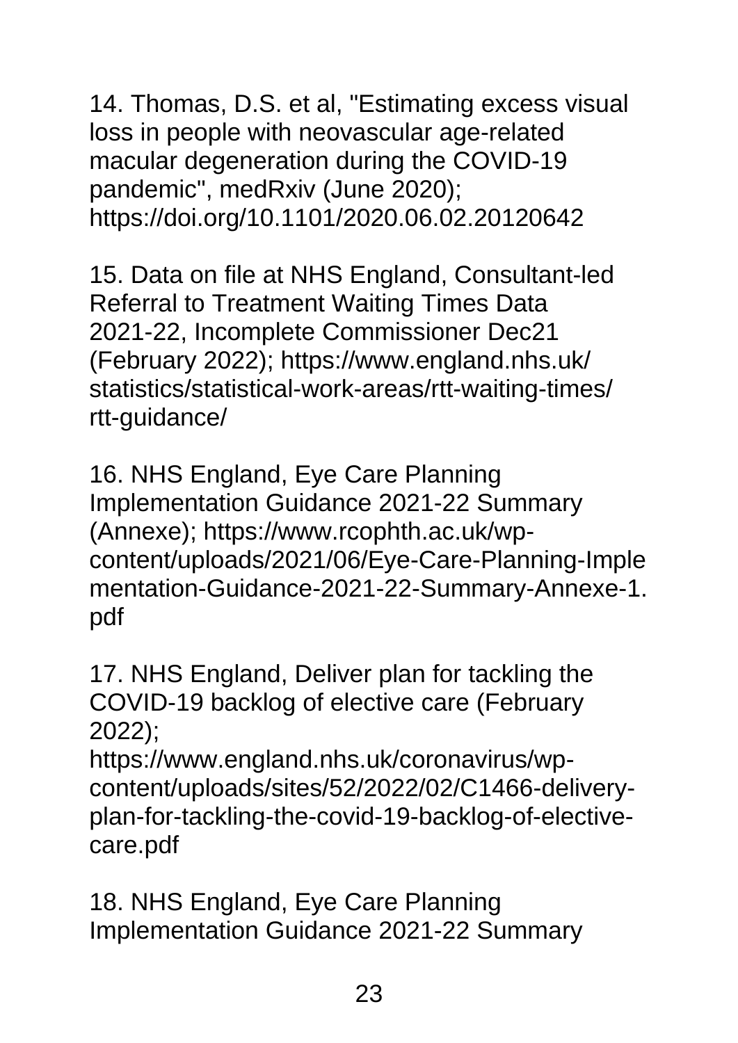14. Thomas, D.S. et al, "Estimating excess visual loss in people with neovascular age-related macular degeneration during the COVID-19 pandemic", medRxiv (June 2020); https://doi.org/10.1101/2020.06.02.20120642

15. Data on file at NHS England, Consultant-led Referral to Treatment Waiting Times Data 2021-22, Incomplete Commissioner Dec21 (February 2022); https://www.england.nhs.uk/statistics/statistical-work-areas/rtt-waiting-times/rtt-guidance/

16. NHS England, Eye Care Planning Implementation Guidance 2021-22 Summary (Annexe); https://www.rcophth.ac.uk/wp-content/uploads/2021/06/Eye-Care-Planning-Implementation-Guidance-2021-22-Summary-Annexe-1.pdf

17. NHS England, Deliver plan for tackling the COVID-19 backlog of elective care (February 2022);
https://www.england.nhs.uk/coronavirus/wp-content/uploads/sites/52/2022/02/C1466-delivery-plan-for-tackling-the-covid-19-backlog-of-elective-care.pdf

18. NHS England, Eye Care Planning Implementation Guidance 2021-22 Summary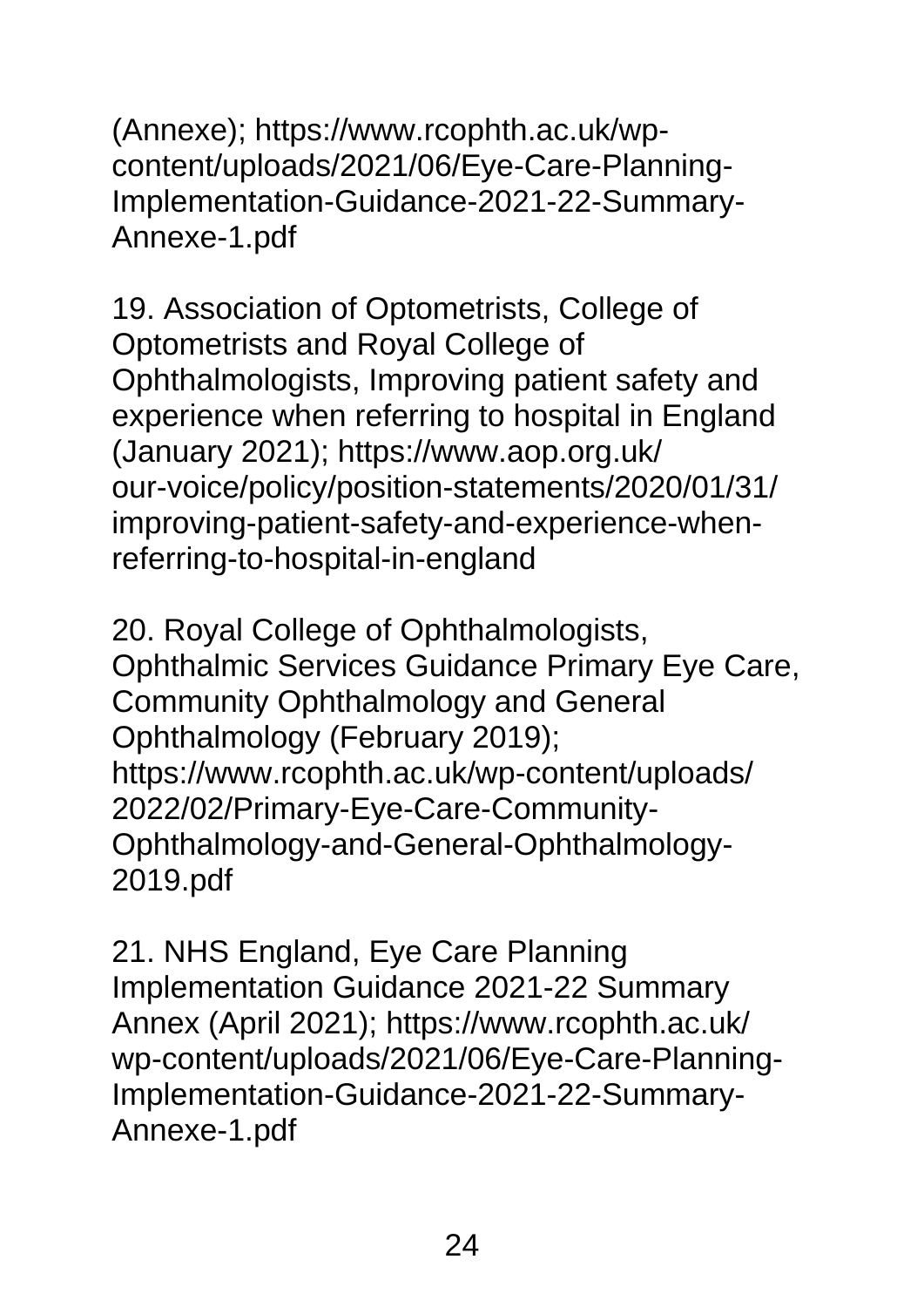(Annexe); https://www.rcophth.ac.uk/wp-content/uploads/2021/06/Eye-Care-Planning-Implementation-Guidance-2021-22-Summary-Annexe-1.pdf

19. Association of Optometrists, College of Optometrists and Royal College of Ophthalmologists, Improving patient safety and experience when referring to hospital in England (January 2021); https://www.aop.org.uk/our-voice/policy/position-statements/2020/01/31/improving-patient-safety-and-experience-when-referring-to-hospital-in-england

20. Royal College of Ophthalmologists, Ophthalmic Services Guidance Primary Eye Care, Community Ophthalmology and General Ophthalmology (February 2019); https://www.rcophth.ac.uk/wp-content/uploads/2022/02/Primary-Eye-Care-Community-Ophthalmology-and-General-Ophthalmology-2019.pdf

21. NHS England, Eye Care Planning Implementation Guidance 2021-22 Summary Annex (April 2021); https://www.rcophth.ac.uk/wp-content/uploads/2021/06/Eye-Care-Planning-Implementation-Guidance-2021-22-Summary-Annexe-1.pdf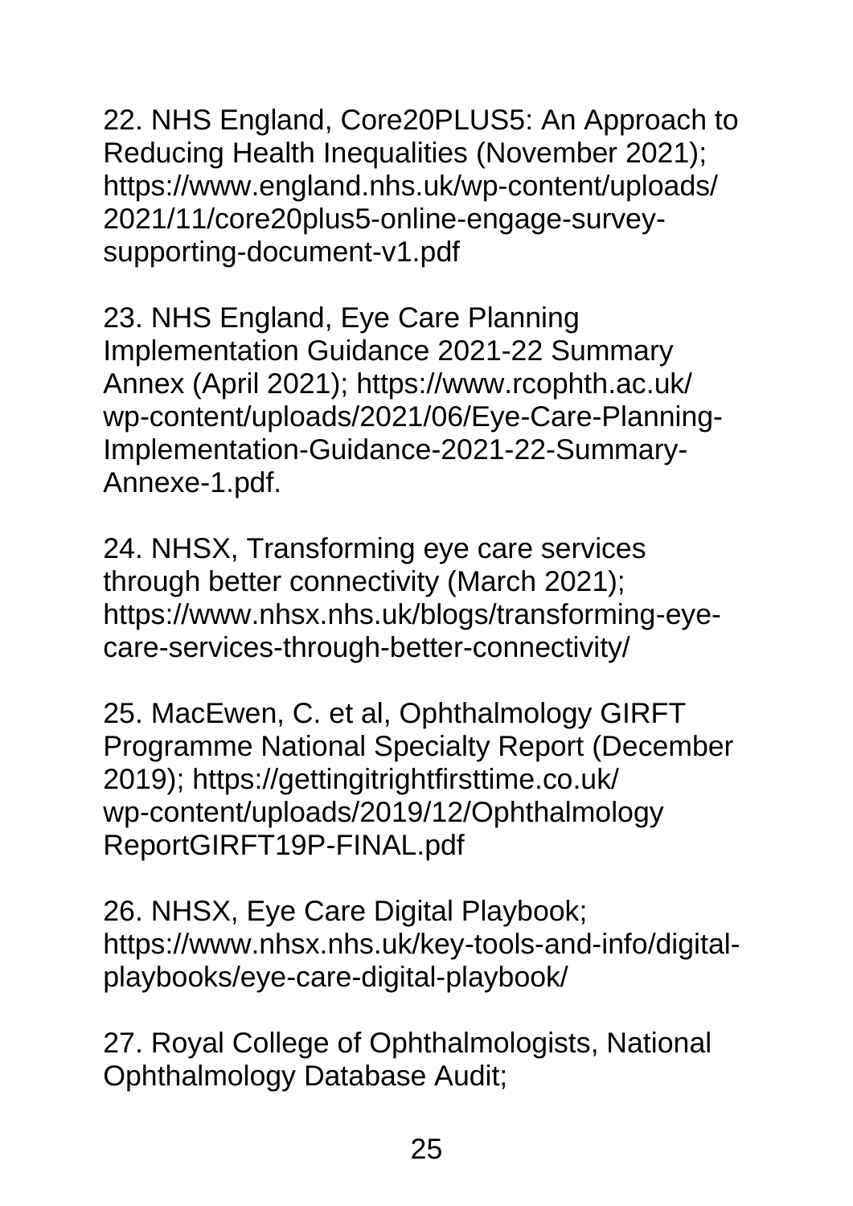22. NHS England, Core20PLUS5: An Approach to Reducing Health Inequalities (November 2021); https://www.england.nhs.uk/wp-content/uploads/2021/11/core20plus5-online-engage-survey-supporting-document-v1.pdf

23. NHS England, Eye Care Planning Implementation Guidance 2021-22 Summary Annex (April 2021); https://www.rcophth.ac.uk/wp-content/uploads/2021/06/Eye-Care-Planning-Implementation-Guidance-2021-22-Summary-Annexe-1.pdf.

24. NHSX, Transforming eye care services through better connectivity (March 2021); https://www.nhsx.nhs.uk/blogs/transforming-eye-care-services-through-better-connectivity/

25. MacEwen, C. et al, Ophthalmology GIRFT Programme National Specialty Report (December 2019); https://gettingitrightfirsttime.co.uk/wp-content/uploads/2019/12/Ophthalmology ReportGIRFT19P-FINAL.pdf

26. NHSX, Eye Care Digital Playbook; https://www.nhsx.nhs.uk/key-tools-and-info/digital-playbooks/eye-care-digital-playbook/

27. Royal College of Ophthalmologists, National Ophthalmology Database Audit;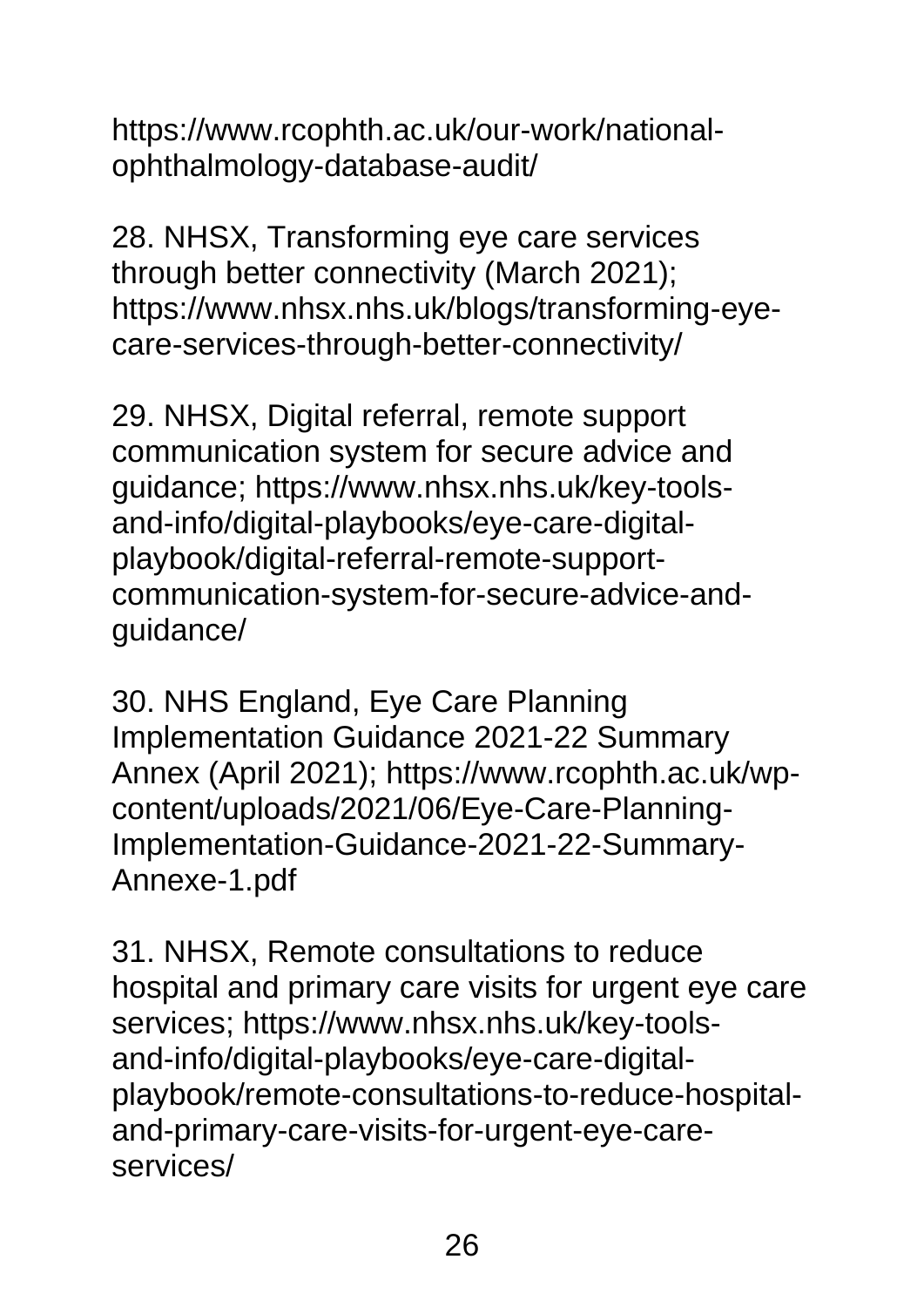https://www.rcophth.ac.uk/our-work/national-ophthalmology-database-audit/

28. NHSX, Transforming eye care services through better connectivity (March 2021); https://www.nhsx.nhs.uk/blogs/transforming-eye-care-services-through-better-connectivity/

29. NHSX, Digital referral, remote support communication system for secure advice and guidance; https://www.nhsx.nhs.uk/key-tools-and-info/digital-playbooks/eye-care-digital-playbook/digital-referral-remote-support-communication-system-for-secure-advice-and-guidance/

30. NHS England, Eye Care Planning Implementation Guidance 2021-22 Summary Annex (April 2021); https://www.rcophth.ac.uk/wp-content/uploads/2021/06/Eye-Care-Planning-Implementation-Guidance-2021-22-Summary-Annexe-1.pdf

31. NHSX, Remote consultations to reduce hospital and primary care visits for urgent eye care services; https://www.nhsx.nhs.uk/key-tools-and-info/digital-playbooks/eye-care-digital-playbook/remote-consultations-to-reduce-hospital-and-primary-care-visits-for-urgent-eye-care-services/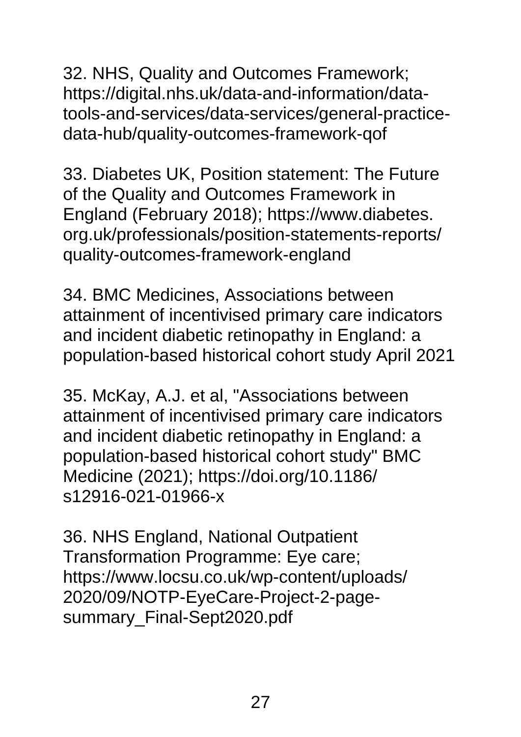32. NHS, Quality and Outcomes Framework; https://digital.nhs.uk/data-and-information/data-tools-and-services/data-services/general-practice-data-hub/quality-outcomes-framework-qof

33. Diabetes UK, Position statement: The Future of the Quality and Outcomes Framework in England (February 2018); https://www.diabetes.org.uk/professionals/position-statements-reports/quality-outcomes-framework-england

34. BMC Medicines, Associations between attainment of incentivised primary care indicators and incident diabetic retinopathy in England: a population-based historical cohort study April 2021

35. McKay, A.J. et al, "Associations between attainment of incentivised primary care indicators and incident diabetic retinopathy in England: a population-based historical cohort study" BMC Medicine (2021); https://doi.org/10.1186/s12916-021-01966-x

36. NHS England, National Outpatient Transformation Programme: Eye care; https://www.locsu.co.uk/wp-content/uploads/2020/09/NOTP-EyeCare-Project-2-page-summary_Final-Sept2020.pdf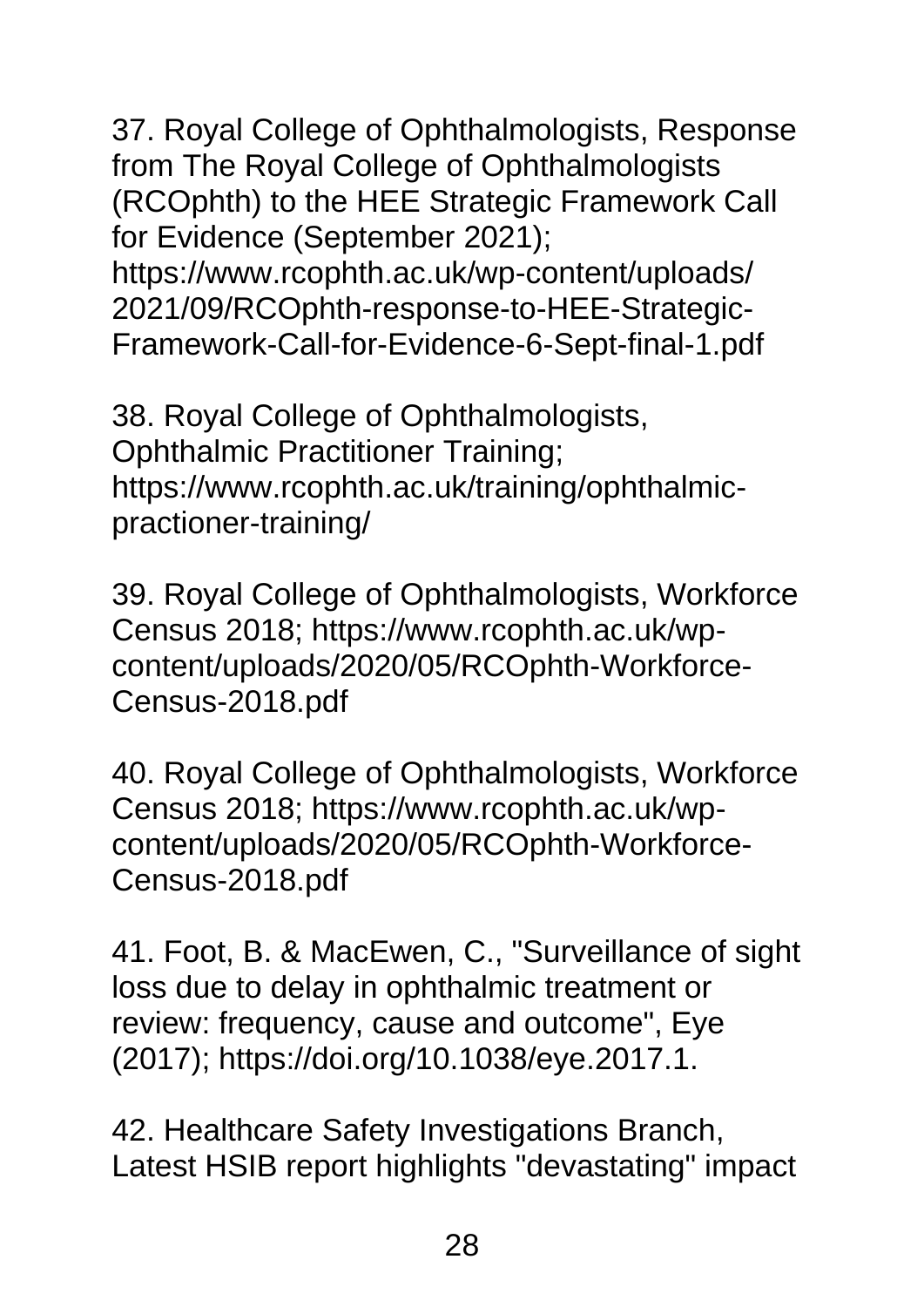37. Royal College of Ophthalmologists, Response from The Royal College of Ophthalmologists (RCOphth) to the HEE Strategic Framework Call for Evidence (September 2021); https://www.rcophth.ac.uk/wp-content/uploads/2021/09/RCOphth-response-to-HEE-Strategic-Framework-Call-for-Evidence-6-Sept-final-1.pdf

38. Royal College of Ophthalmologists, Ophthalmic Practitioner Training; https://www.rcophth.ac.uk/training/ophthalmic-practioner-training/

39. Royal College of Ophthalmologists, Workforce Census 2018; https://www.rcophth.ac.uk/wp-content/uploads/2020/05/RCOphth-Workforce-Census-2018.pdf

40. Royal College of Ophthalmologists, Workforce Census 2018; https://www.rcophth.ac.uk/wp-content/uploads/2020/05/RCOphth-Workforce-Census-2018.pdf

41. Foot, B. & MacEwen, C., "Surveillance of sight loss due to delay in ophthalmic treatment or review: frequency, cause and outcome", Eye (2017); https://doi.org/10.1038/eye.2017.1.

42. Healthcare Safety Investigations Branch, Latest HSIB report highlights "devastating" impact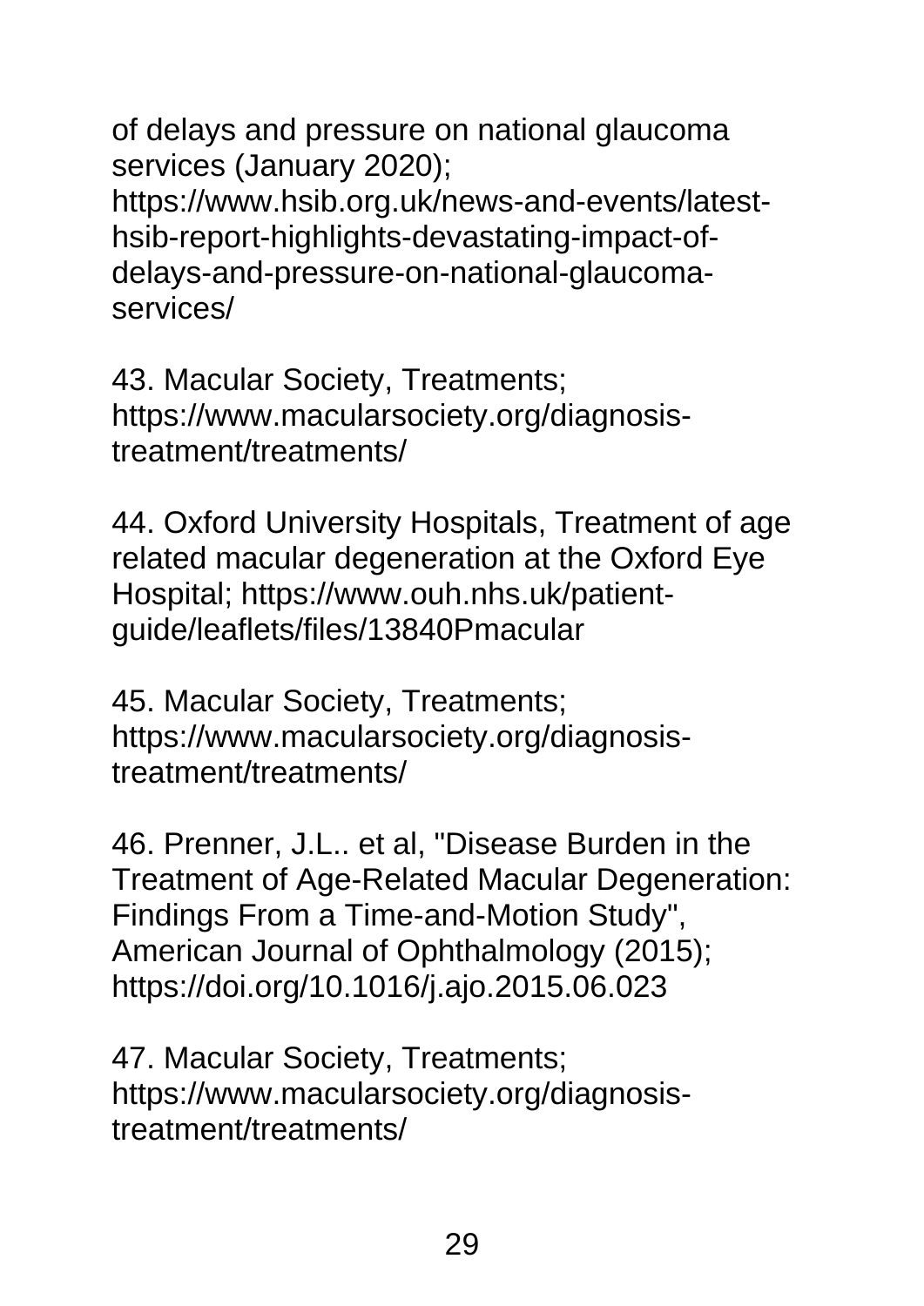of delays and pressure on national glaucoma services (January 2020); https://www.hsib.org.uk/news-and-events/latest-hsib-report-highlights-devastating-impact-of-delays-and-pressure-on-national-glaucoma-services/

43. Macular Society, Treatments; https://www.macularsociety.org/diagnosis-treatment/treatments/

44. Oxford University Hospitals, Treatment of age related macular degeneration at the Oxford Eye Hospital; https://www.ouh.nhs.uk/patient-guide/leaflets/files/13840Pmacular

45. Macular Society, Treatments; https://www.macularsociety.org/diagnosis-treatment/treatments/

46. Prenner, J.L.. et al, "Disease Burden in the Treatment of Age-Related Macular Degeneration: Findings From a Time-and-Motion Study", American Journal of Ophthalmology (2015); https://doi.org/10.1016/j.ajo.2015.06.023

47. Macular Society, Treatments; https://www.macularsociety.org/diagnosis-treatment/treatments/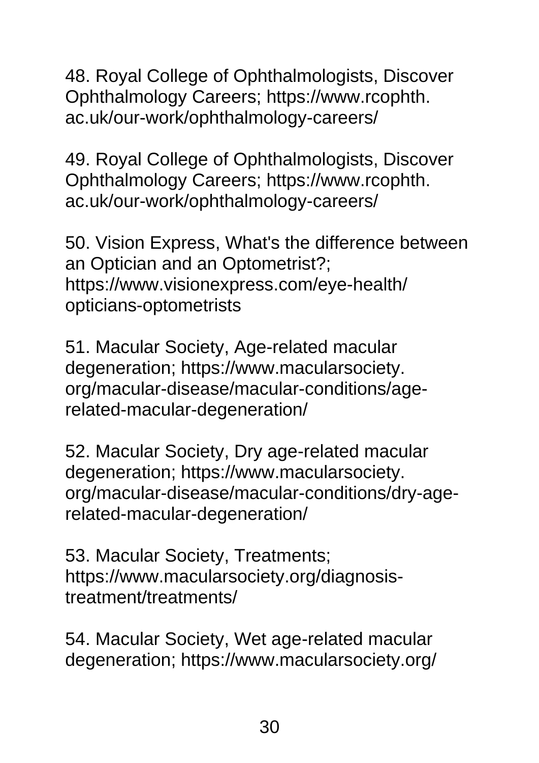48. Royal College of Ophthalmologists, Discover Ophthalmology Careers; https://www.rcophth.ac.uk/our-work/ophthalmology-careers/

49. Royal College of Ophthalmologists, Discover Ophthalmology Careers; https://www.rcophth.ac.uk/our-work/ophthalmology-careers/

50. Vision Express, What's the difference between an Optician and an Optometrist?; https://www.visionexpress.com/eye-health/opticians-optometrists

51. Macular Society, Age-related macular degeneration; https://www.macularsociety.org/macular-disease/macular-conditions/age-related-macular-degeneration/

52. Macular Society, Dry age-related macular degeneration; https://www.macularsociety.org/macular-disease/macular-conditions/dry-age-related-macular-degeneration/

53. Macular Society, Treatments; https://www.macularsociety.org/diagnosis-treatment/treatments/

54. Macular Society, Wet age-related macular degeneration; https://www.macularsociety.org/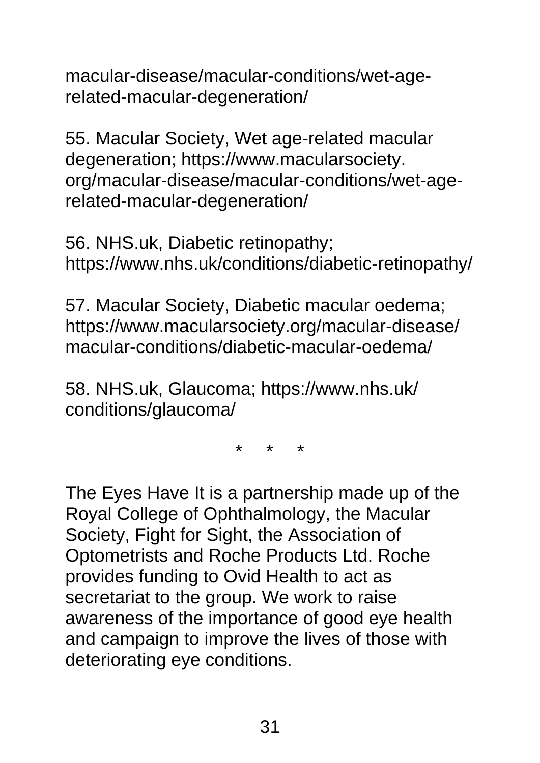macular-disease/macular-conditions/wet-age-related-macular-degeneration/

55. Macular Society, Wet age-related macular degeneration; https://www.macularsociety.org/macular-disease/macular-conditions/wet-age-related-macular-degeneration/

56. NHS.uk, Diabetic retinopathy; https://www.nhs.uk/conditions/diabetic-retinopathy/

57. Macular Society, Diabetic macular oedema; https://www.macularsociety.org/macular-disease/macular-conditions/diabetic-macular-oedema/

58. NHS.uk, Glaucoma; https://www.nhs.uk/conditions/glaucoma/

\* \* \*

The Eyes Have It is a partnership made up of the Royal College of Ophthalmology, the Macular Society, Fight for Sight, the Association of Optometrists and Roche Products Ltd. Roche provides funding to Ovid Health to act as secretariat to the group. We work to raise awareness of the importance of good eye health and campaign to improve the lives of those with deteriorating eye conditions.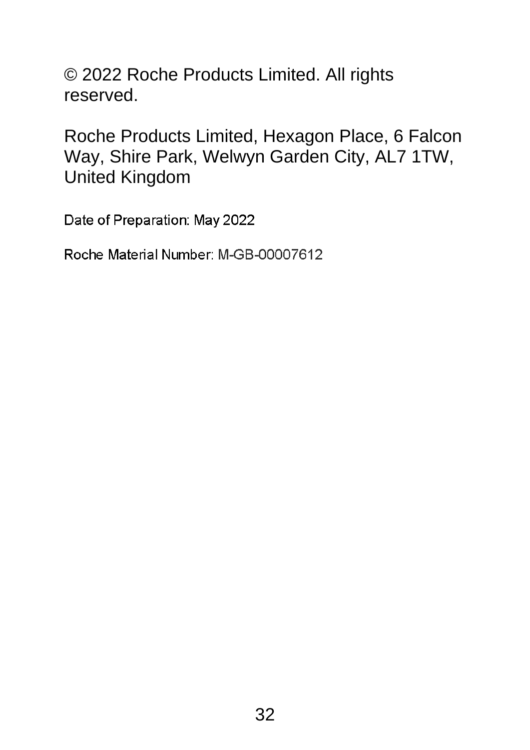© 2022 Roche Products Limited. All rights reserved.

Roche Products Limited, Hexagon Place, 6 Falcon Way, Shire Park, Welwyn Garden City, AL7 1TW, United Kingdom

Date of Preparation: May 2022

Roche Material Number: M-GB-00007612